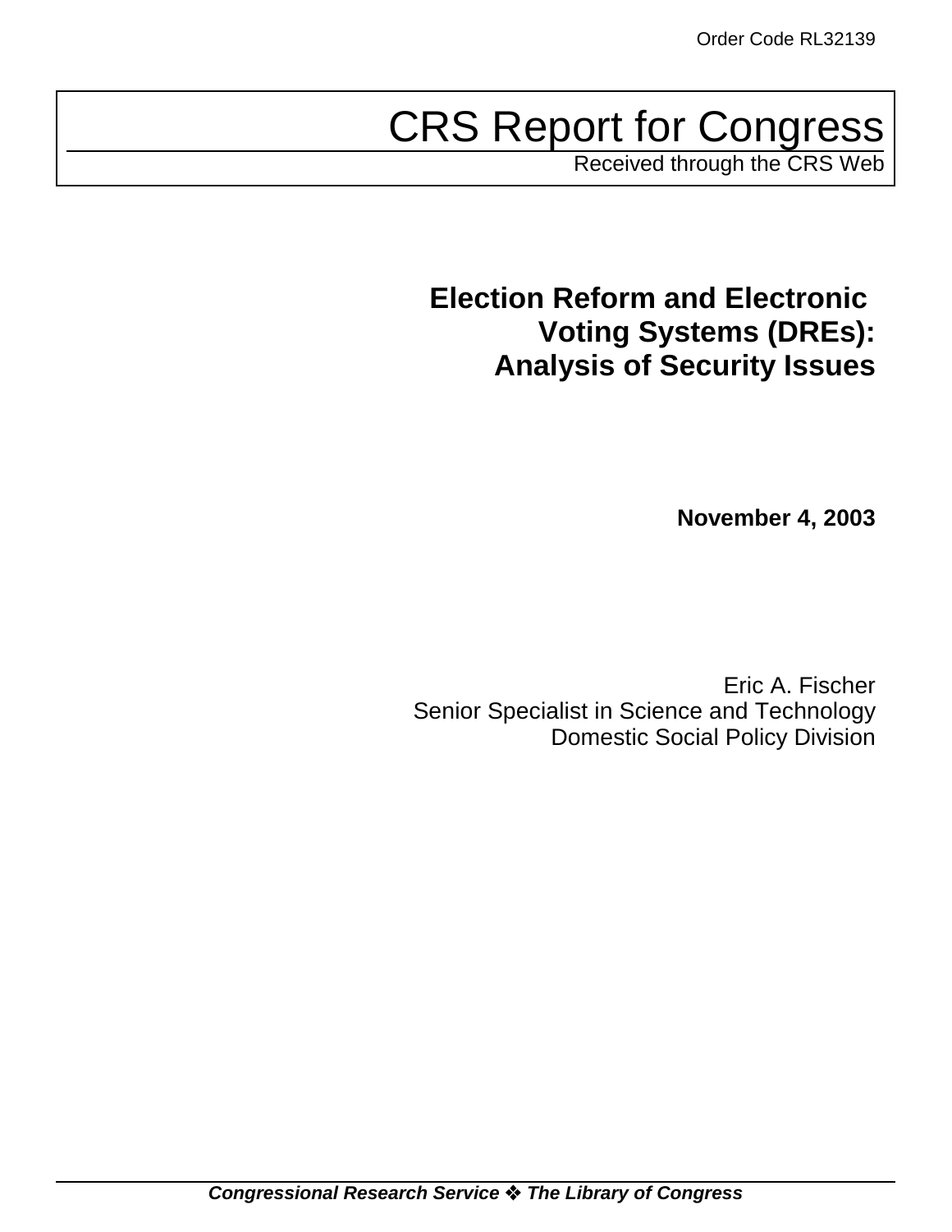Order Code RL32139

# CRS Report for Congress

Received through the CRS Web

## Election Reform and Electronic Voting Systems (DREs): Analysis of Security Issues

**November 4, 2003**

Eric A. Fischer
Senior Specialist in Science and Technology
Domestic Social Policy Division

***Congressional Research Service ❖ The Library of Congress***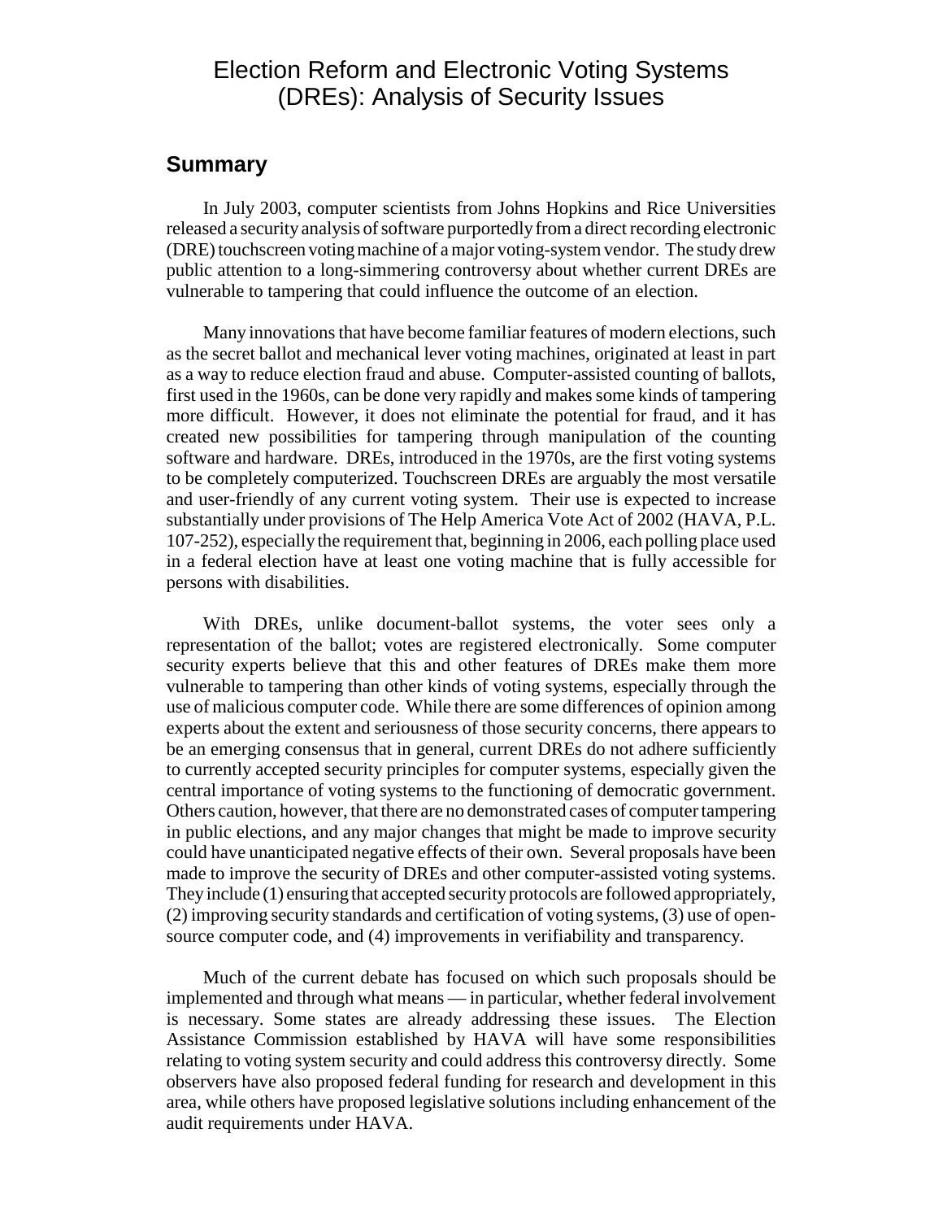# Election Reform and Electronic Voting Systems (DREs): Analysis of Security Issues

## Summary

In July 2003, computer scientists from Johns Hopkins and Rice Universities released a security analysis of software purportedly from a direct recording electronic (DRE) touchscreen voting machine of a major voting-system vendor. The study drew public attention to a long-simmering controversy about whether current DREs are vulnerable to tampering that could influence the outcome of an election.

Many innovations that have become familiar features of modern elections, such as the secret ballot and mechanical lever voting machines, originated at least in part as a way to reduce election fraud and abuse. Computer-assisted counting of ballots, first used in the 1960s, can be done very rapidly and makes some kinds of tampering more difficult. However, it does not eliminate the potential for fraud, and it has created new possibilities for tampering through manipulation of the counting software and hardware. DREs, introduced in the 1970s, are the first voting systems to be completely computerized. Touchscreen DREs are arguably the most versatile and user-friendly of any current voting system. Their use is expected to increase substantially under provisions of The Help America Vote Act of 2002 (HAVA, P.L. 107-252), especially the requirement that, beginning in 2006, each polling place used in a federal election have at least one voting machine that is fully accessible for persons with disabilities.

With DREs, unlike document-ballot systems, the voter sees only a representation of the ballot; votes are registered electronically. Some computer security experts believe that this and other features of DREs make them more vulnerable to tampering than other kinds of voting systems, especially through the use of malicious computer code. While there are some differences of opinion among experts about the extent and seriousness of those security concerns, there appears to be an emerging consensus that in general, current DREs do not adhere sufficiently to currently accepted security principles for computer systems, especially given the central importance of voting systems to the functioning of democratic government. Others caution, however, that there are no demonstrated cases of computer tampering in public elections, and any major changes that might be made to improve security could have unanticipated negative effects of their own. Several proposals have been made to improve the security of DREs and other computer-assisted voting systems. They include (1) ensuring that accepted security protocols are followed appropriately, (2) improving security standards and certification of voting systems, (3) use of open-source computer code, and (4) improvements in verifiability and transparency.

Much of the current debate has focused on which such proposals should be implemented and through what means — in particular, whether federal involvement is necessary. Some states are already addressing these issues. The Election Assistance Commission established by HAVA will have some responsibilities relating to voting system security and could address this controversy directly. Some observers have also proposed federal funding for research and development in this area, while others have proposed legislative solutions including enhancement of the audit requirements under HAVA.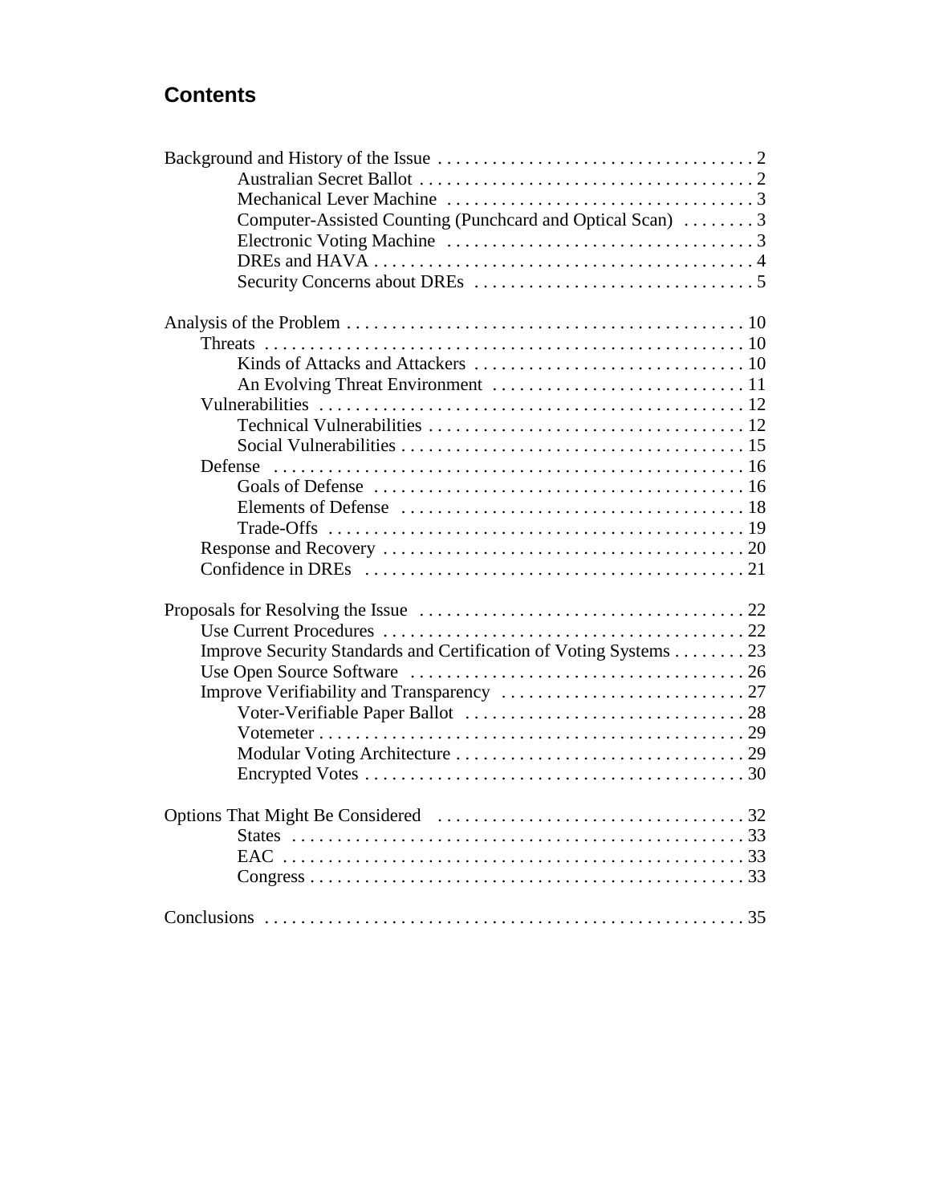## Contents

- Background and History of the Issue . . . . . . . . . . 2
    - Australian Secret Ballot . . . . . . . . . . 2
    - Mechanical Lever Machine . . . . . . . . . . 3
    - Computer-Assisted Counting (Punchcard and Optical Scan) . . . . . . . . 3
    - Electronic Voting Machine . . . . . . . . . . 3
    - DREs and HAVA . . . . . . . . . . 4
    - Security Concerns about DREs . . . . . . . . . . 5
- Analysis of the Problem . . . . . . . . . . 10
  - Threats . . . . . . . . . . 10
    - Kinds of Attacks and Attackers . . . . . . . . . . 10
    - An Evolving Threat Environment . . . . . . . . . . 11
  - Vulnerabilities . . . . . . . . . . 12
    - Technical Vulnerabilities . . . . . . . . . . 12
    - Social Vulnerabilities . . . . . . . . . . 15
  - Defense . . . . . . . . . . 16
    - Goals of Defense . . . . . . . . . . 16
    - Elements of Defense . . . . . . . . . . 18
    - Trade-Offs . . . . . . . . . . 19
  - Response and Recovery . . . . . . . . . . 20
  - Confidence in DREs . . . . . . . . . . 21
- Proposals for Resolving the Issue . . . . . . . . . . 22
  - Use Current Procedures . . . . . . . . . . 22
  - Improve Security Standards and Certification of Voting Systems . . . . . . . . 23
  - Use Open Source Software . . . . . . . . . . 26
  - Improve Verifiability and Transparency . . . . . . . . . . 27
    - Voter-Verifiable Paper Ballot . . . . . . . . . . 28
    - Votemeter . . . . . . . . . . 29
    - Modular Voting Architecture . . . . . . . . . . 29
    - Encrypted Votes . . . . . . . . . . 30
- Options That Might Be Considered . . . . . . . . . . 32
    - States . . . . . . . . . . 33
    - EAC . . . . . . . . . . 33
    - Congress . . . . . . . . . . 33
- Conclusions . . . . . . . . . . 35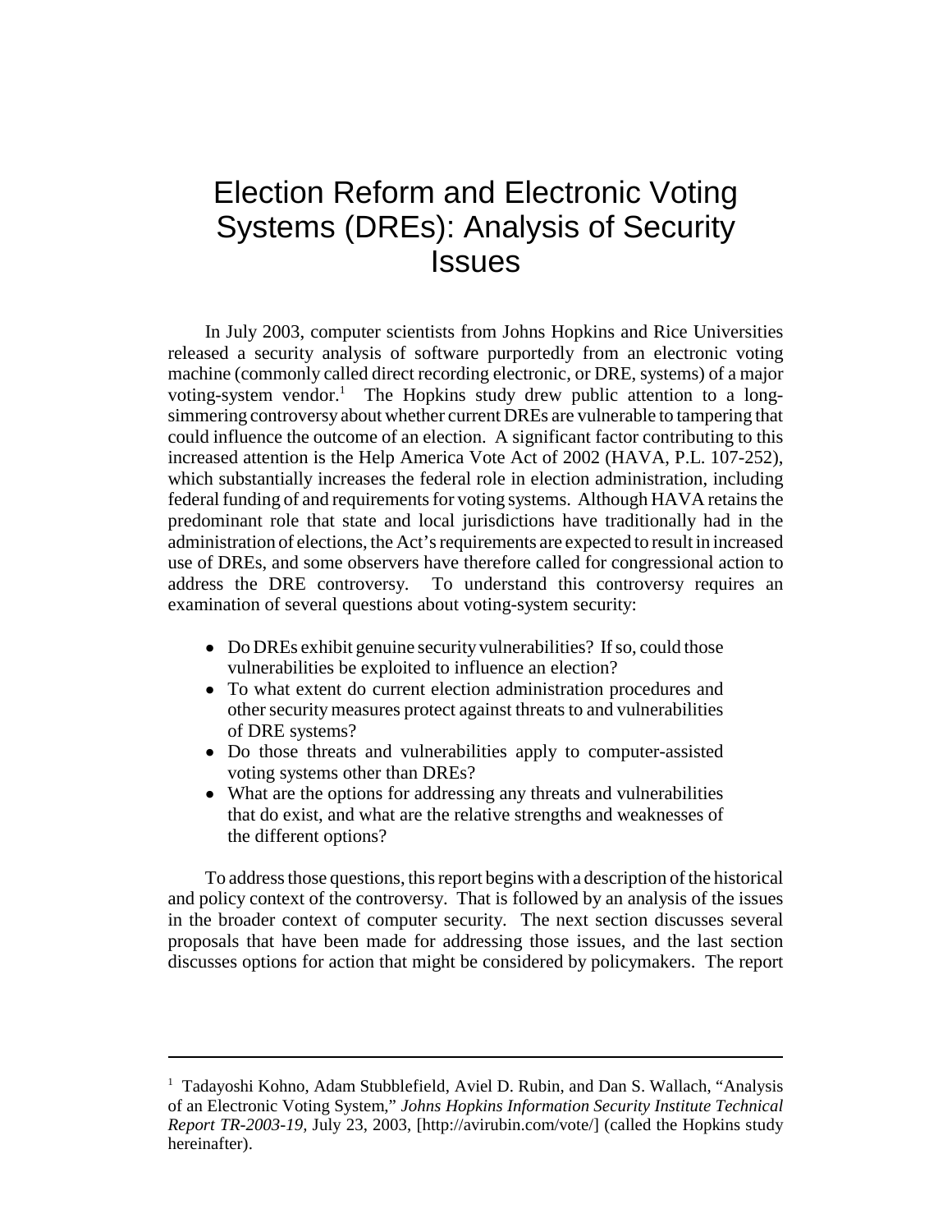# Election Reform and Electronic Voting Systems (DREs): Analysis of Security Issues

In July 2003, computer scientists from Johns Hopkins and Rice Universities released a security analysis of software purportedly from an electronic voting machine (commonly called direct recording electronic, or DRE, systems) of a major voting-system vendor.[1] The Hopkins study drew public attention to a long-simmering controversy about whether current DREs are vulnerable to tampering that could influence the outcome of an election. A significant factor contributing to this increased attention is the Help America Vote Act of 2002 (HAVA, P.L. 107-252), which substantially increases the federal role in election administration, including federal funding of and requirements for voting systems. Although HAVA retains the predominant role that state and local jurisdictions have traditionally had in the administration of elections, the Act's requirements are expected to result in increased use of DREs, and some observers have therefore called for congressional action to address the DRE controversy. To understand this controversy requires an examination of several questions about voting-system security:

- Do DREs exhibit genuine security vulnerabilities? If so, could those vulnerabilities be exploited to influence an election?
- To what extent do current election administration procedures and other security measures protect against threats to and vulnerabilities of DRE systems?
- Do those threats and vulnerabilities apply to computer-assisted voting systems other than DREs?
- What are the options for addressing any threats and vulnerabilities that do exist, and what are the relative strengths and weaknesses of the different options?

To address those questions, this report begins with a description of the historical and policy context of the controversy. That is followed by an analysis of the issues in the broader context of computer security. The next section discusses several proposals that have been made for addressing those issues, and the last section discusses options for action that might be considered by policymakers. The report

---

[1] Tadayoshi Kohno, Adam Stubblefield, Aviel D. Rubin, and Dan S. Wallach, "Analysis of an Electronic Voting System," *Johns Hopkins Information Security Institute Technical Report TR-2003-19*, July 23, 2003, [http://avirubin.com/vote/] (called the Hopkins study hereinafter).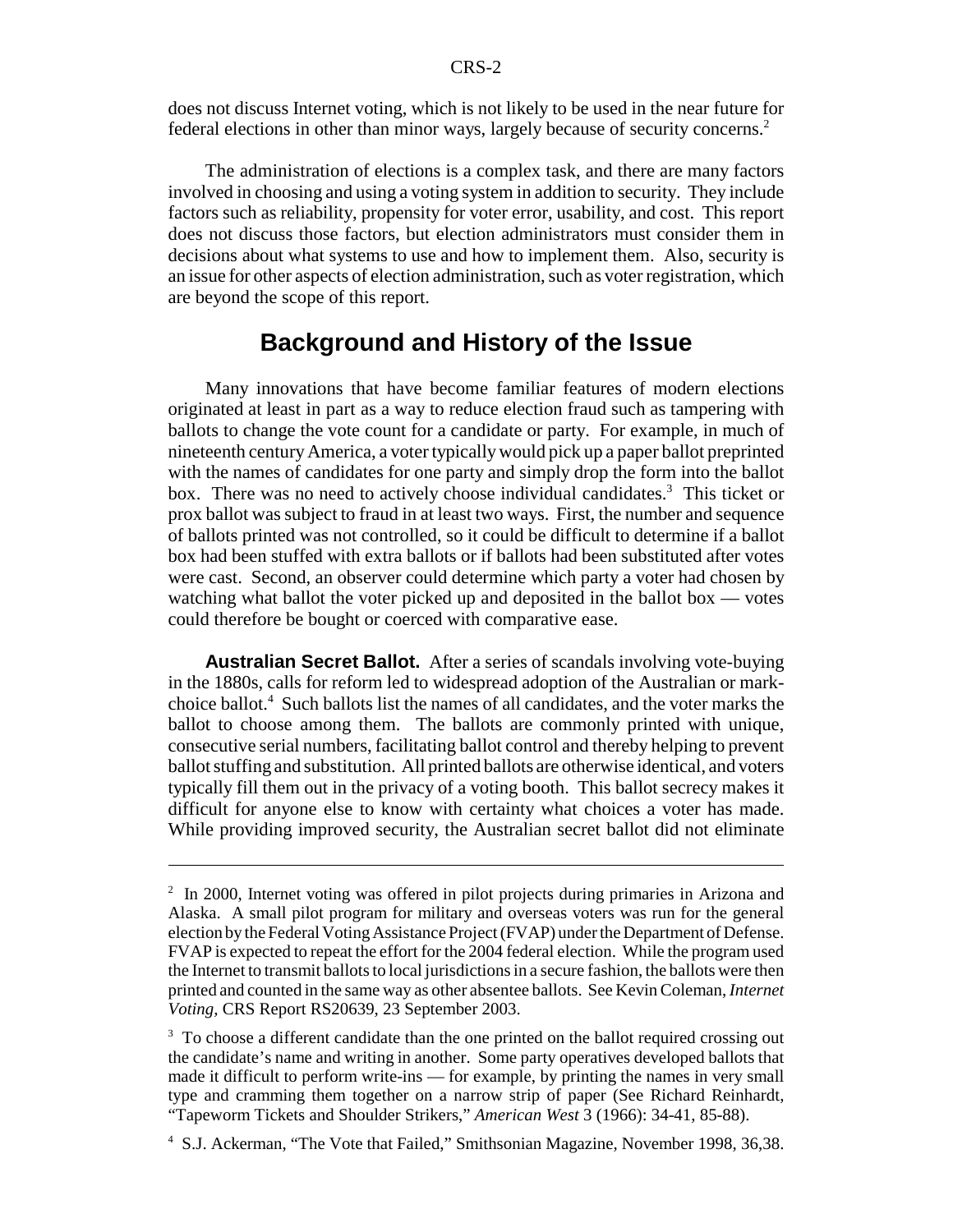does not discuss Internet voting, which is not likely to be used in the near future for federal elections in other than minor ways, largely because of security concerns.[2]

The administration of elections is a complex task, and there are many factors involved in choosing and using a voting system in addition to security. They include factors such as reliability, propensity for voter error, usability, and cost. This report does not discuss those factors, but election administrators must consider them in decisions about what systems to use and how to implement them. Also, security is an issue for other aspects of election administration, such as voter registration, which are beyond the scope of this report.

## Background and History of the Issue

Many innovations that have become familiar features of modern elections originated at least in part as a way to reduce election fraud such as tampering with ballots to change the vote count for a candidate or party. For example, in much of nineteenth century America, a voter typically would pick up a paper ballot preprinted with the names of candidates for one party and simply drop the form into the ballot box. There was no need to actively choose individual candidates.[3] This ticket or prox ballot was subject to fraud in at least two ways. First, the number and sequence of ballots printed was not controlled, so it could be difficult to determine if a ballot box had been stuffed with extra ballots or if ballots had been substituted after votes were cast. Second, an observer could determine which party a voter had chosen by watching what ballot the voter picked up and deposited in the ballot box — votes could therefore be bought or coerced with comparative ease.

**Australian Secret Ballot.** After a series of scandals involving vote-buying in the 1880s, calls for reform led to widespread adoption of the Australian or mark-choice ballot.[4] Such ballots list the names of all candidates, and the voter marks the ballot to choose among them. The ballots are commonly printed with unique, consecutive serial numbers, facilitating ballot control and thereby helping to prevent ballot stuffing and substitution. All printed ballots are otherwise identical, and voters typically fill them out in the privacy of a voting booth. This ballot secrecy makes it difficult for anyone else to know with certainty what choices a voter has made. While providing improved security, the Australian secret ballot did not eliminate

---

[2] In 2000, Internet voting was offered in pilot projects during primaries in Arizona and Alaska. A small pilot program for military and overseas voters was run for the general election by the Federal Voting Assistance Project (FVAP) under the Department of Defense. FVAP is expected to repeat the effort for the 2004 federal election. While the program used the Internet to transmit ballots to local jurisdictions in a secure fashion, the ballots were then printed and counted in the same way as other absentee ballots. See Kevin Coleman, *Internet Voting,* CRS Report RS20639, 23 September 2003.

[3] To choose a different candidate than the one printed on the ballot required crossing out the candidate's name and writing in another. Some party operatives developed ballots that made it difficult to perform write-ins — for example, by printing the names in very small type and cramming them together on a narrow strip of paper (See Richard Reinhardt, "Tapeworm Tickets and Shoulder Strikers," *American West* 3 (1966): 34-41, 85-88).

[4] S.J. Ackerman, "The Vote that Failed," Smithsonian Magazine, November 1998, 36,38.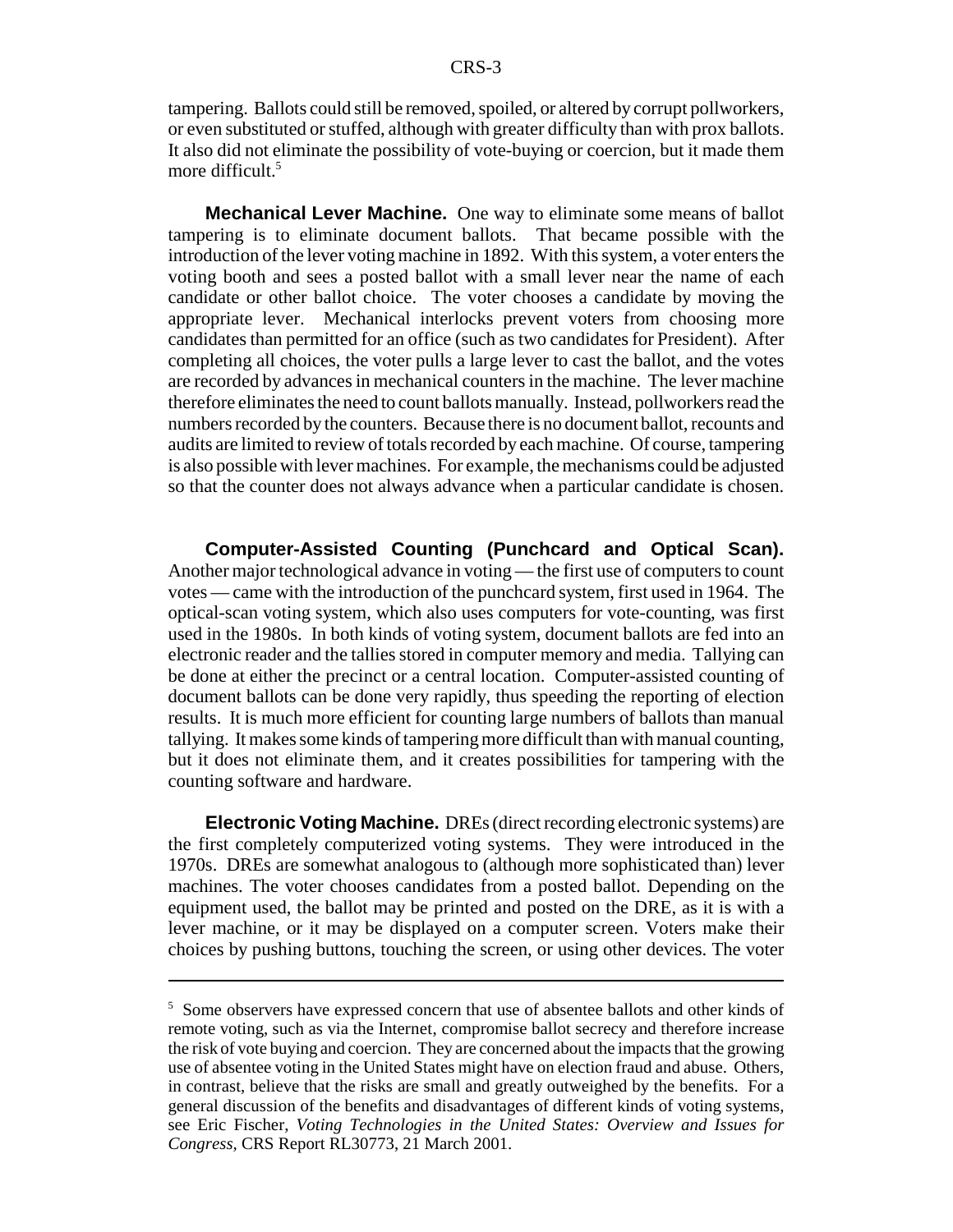tampering. Ballots could still be removed, spoiled, or altered by corrupt pollworkers, or even substituted or stuffed, although with greater difficulty than with prox ballots. It also did not eliminate the possibility of vote-buying or coercion, but it made them more difficult.[5]

**Mechanical Lever Machine.** One way to eliminate some means of ballot tampering is to eliminate document ballots. That became possible with the introduction of the lever voting machine in 1892. With this system, a voter enters the voting booth and sees a posted ballot with a small lever near the name of each candidate or other ballot choice. The voter chooses a candidate by moving the appropriate lever. Mechanical interlocks prevent voters from choosing more candidates than permitted for an office (such as two candidates for President). After completing all choices, the voter pulls a large lever to cast the ballot, and the votes are recorded by advances in mechanical counters in the machine. The lever machine therefore eliminates the need to count ballots manually. Instead, pollworkers read the numbers recorded by the counters. Because there is no document ballot, recounts and audits are limited to review of totals recorded by each machine. Of course, tampering is also possible with lever machines. For example, the mechanisms could be adjusted so that the counter does not always advance when a particular candidate is chosen.

**Computer-Assisted Counting (Punchcard and Optical Scan).** Another major technological advance in voting — the first use of computers to count votes — came with the introduction of the punchcard system, first used in 1964. The optical-scan voting system, which also uses computers for vote-counting, was first used in the 1980s. In both kinds of voting system, document ballots are fed into an electronic reader and the tallies stored in computer memory and media. Tallying can be done at either the precinct or a central location. Computer-assisted counting of document ballots can be done very rapidly, thus speeding the reporting of election results. It is much more efficient for counting large numbers of ballots than manual tallying. It makes some kinds of tampering more difficult than with manual counting, but it does not eliminate them, and it creates possibilities for tampering with the counting software and hardware.

**Electronic Voting Machine.** DREs (direct recording electronic systems) are the first completely computerized voting systems. They were introduced in the 1970s. DREs are somewhat analogous to (although more sophisticated than) lever machines. The voter chooses candidates from a posted ballot. Depending on the equipment used, the ballot may be printed and posted on the DRE, as it is with a lever machine, or it may be displayed on a computer screen. Voters make their choices by pushing buttons, touching the screen, or using other devices. The voter

---

[5] Some observers have expressed concern that use of absentee ballots and other kinds of remote voting, such as via the Internet, compromise ballot secrecy and therefore increase the risk of vote buying and coercion. They are concerned about the impacts that the growing use of absentee voting in the United States might have on election fraud and abuse. Others, in contrast, believe that the risks are small and greatly outweighed by the benefits. For a general discussion of the benefits and disadvantages of different kinds of voting systems, see Eric Fischer, *Voting Technologies in the United States: Overview and Issues for Congress,* CRS Report RL30773, 21 March 2001.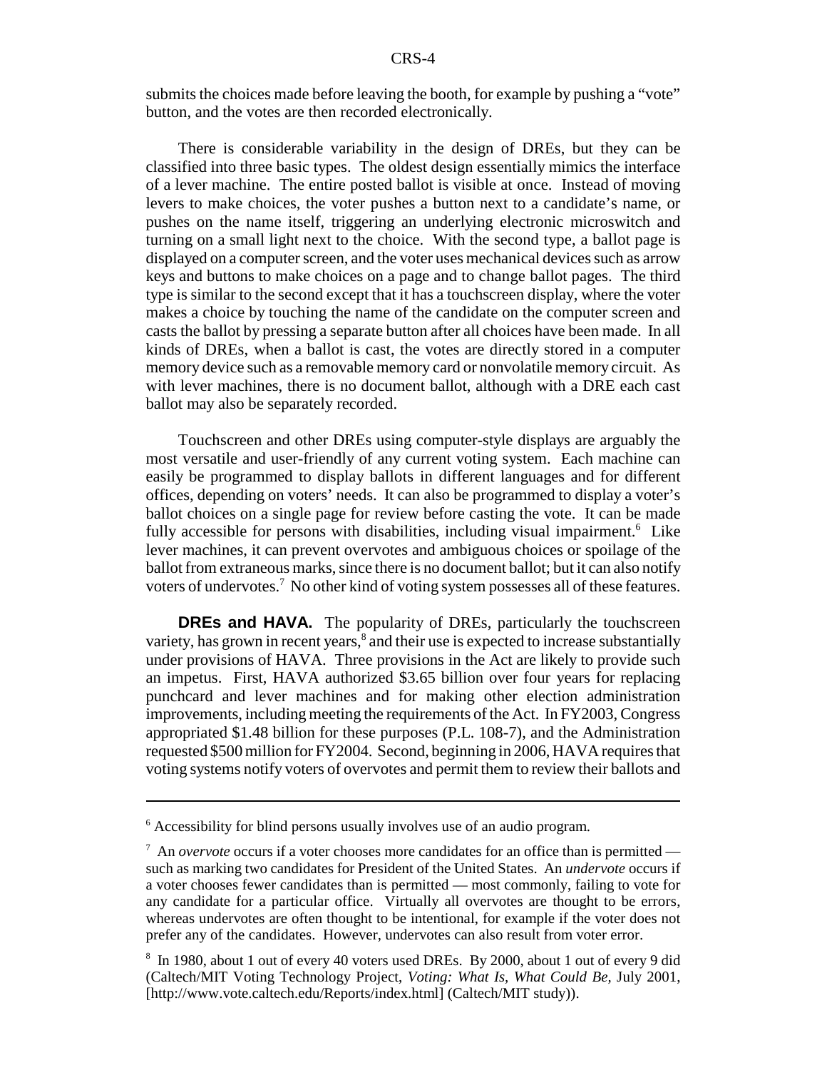submits the choices made before leaving the booth, for example by pushing a "vote" button, and the votes are then recorded electronically.

There is considerable variability in the design of DREs, but they can be classified into three basic types. The oldest design essentially mimics the interface of a lever machine. The entire posted ballot is visible at once. Instead of moving levers to make choices, the voter pushes a button next to a candidate's name, or pushes on the name itself, triggering an underlying electronic microswitch and turning on a small light next to the choice. With the second type, a ballot page is displayed on a computer screen, and the voter uses mechanical devices such as arrow keys and buttons to make choices on a page and to change ballot pages. The third type is similar to the second except that it has a touchscreen display, where the voter makes a choice by touching the name of the candidate on the computer screen and casts the ballot by pressing a separate button after all choices have been made. In all kinds of DREs, when a ballot is cast, the votes are directly stored in a computer memory device such as a removable memory card or nonvolatile memory circuit. As with lever machines, there is no document ballot, although with a DRE each cast ballot may also be separately recorded.

Touchscreen and other DREs using computer-style displays are arguably the most versatile and user-friendly of any current voting system. Each machine can easily be programmed to display ballots in different languages and for different offices, depending on voters' needs. It can also be programmed to display a voter's ballot choices on a single page for review before casting the vote. It can be made fully accessible for persons with disabilities, including visual impairment.[6] Like lever machines, it can prevent overvotes and ambiguous choices or spoilage of the ballot from extraneous marks, since there is no document ballot; but it can also notify voters of undervotes.[7] No other kind of voting system possesses all of these features.

**DREs and HAVA.** The popularity of DREs, particularly the touchscreen variety, has grown in recent years,[8] and their use is expected to increase substantially under provisions of HAVA. Three provisions in the Act are likely to provide such an impetus. First, HAVA authorized $3.65 billion over four years for replacing punchcard and lever machines and for making other election administration improvements, including meeting the requirements of the Act. In FY2003, Congress appropriated $1.48 billion for these purposes (P.L. 108-7), and the Administration requested $500 million for FY2004. Second, beginning in 2006, HAVA requires that voting systems notify voters of overvotes and permit them to review their ballots and

---

[6] Accessibility for blind persons usually involves use of an audio program.

[7] An *overvote* occurs if a voter chooses more candidates for an office than is permitted — such as marking two candidates for President of the United States. An *undervote* occurs if a voter chooses fewer candidates than is permitted — most commonly, failing to vote for any candidate for a particular office. Virtually all overvotes are thought to be errors, whereas undervotes are often thought to be intentional, for example if the voter does not prefer any of the candidates. However, undervotes can also result from voter error.

[8] In 1980, about 1 out of every 40 voters used DREs. By 2000, about 1 out of every 9 did (Caltech/MIT Voting Technology Project, *Voting: What Is, What Could Be*, July 2001, [http://www.vote.caltech.edu/Reports/index.html] (Caltech/MIT study)).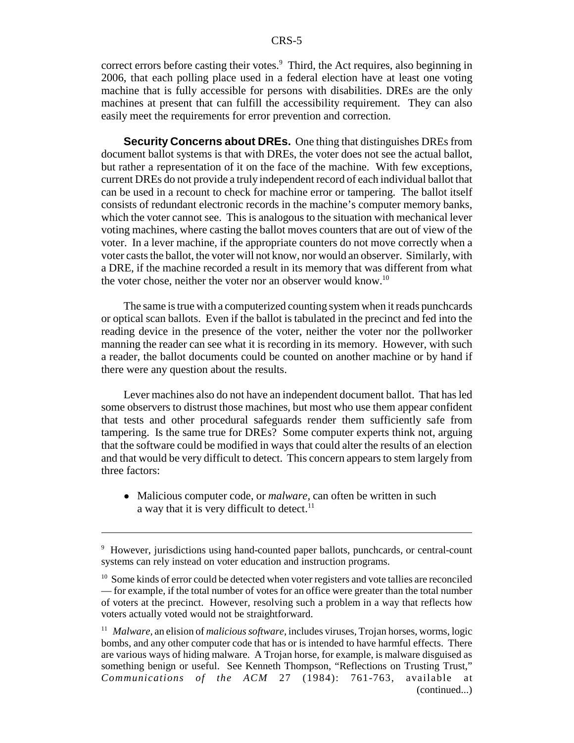correct errors before casting their votes.[9] Third, the Act requires, also beginning in 2006, that each polling place used in a federal election have at least one voting machine that is fully accessible for persons with disabilities. DREs are the only machines at present that can fulfill the accessibility requirement. They can also easily meet the requirements for error prevention and correction.

**Security Concerns about DREs.** One thing that distinguishes DREs from document ballot systems is that with DREs, the voter does not see the actual ballot, but rather a representation of it on the face of the machine. With few exceptions, current DREs do not provide a truly independent record of each individual ballot that can be used in a recount to check for machine error or tampering. The ballot itself consists of redundant electronic records in the machine's computer memory banks, which the voter cannot see. This is analogous to the situation with mechanical lever voting machines, where casting the ballot moves counters that are out of view of the voter. In a lever machine, if the appropriate counters do not move correctly when a voter casts the ballot, the voter will not know, nor would an observer. Similarly, with a DRE, if the machine recorded a result in its memory that was different from what the voter chose, neither the voter nor an observer would know.[10]

The same is true with a computerized counting system when it reads punchcards or optical scan ballots. Even if the ballot is tabulated in the precinct and fed into the reading device in the presence of the voter, neither the voter nor the pollworker manning the reader can see what it is recording in its memory. However, with such a reader, the ballot documents could be counted on another machine or by hand if there were any question about the results.

Lever machines also do not have an independent document ballot. That has led some observers to distrust those machines, but most who use them appear confident that tests and other procedural safeguards render them sufficiently safe from tampering. Is the same true for DREs? Some computer experts think not, arguing that the software could be modified in ways that could alter the results of an election and that would be very difficult to detect. This concern appears to stem largely from three factors:

- Malicious computer code, or *malware*, can often be written in such a way that it is very difficult to detect.[11]

---

[9] However, jurisdictions using hand-counted paper ballots, punchcards, or central-count systems can rely instead on voter education and instruction programs.

[10] Some kinds of error could be detected when voter registers and vote tallies are reconciled — for example, if the total number of votes for an office were greater than the total number of voters at the precinct. However, resolving such a problem in a way that reflects how voters actually voted would not be straightforward.

[11] *Malware*, an elision of *malicious software*, includes viruses, Trojan horses, worms, logic bombs, and any other computer code that has or is intended to have harmful effects. There are various ways of hiding malware. A Trojan horse, for example, is malware disguised as something benign or useful. See Kenneth Thompson, "Reflections on Trusting Trust," *Communications of the ACM* 27 (1984): 761-763, available at (continued...)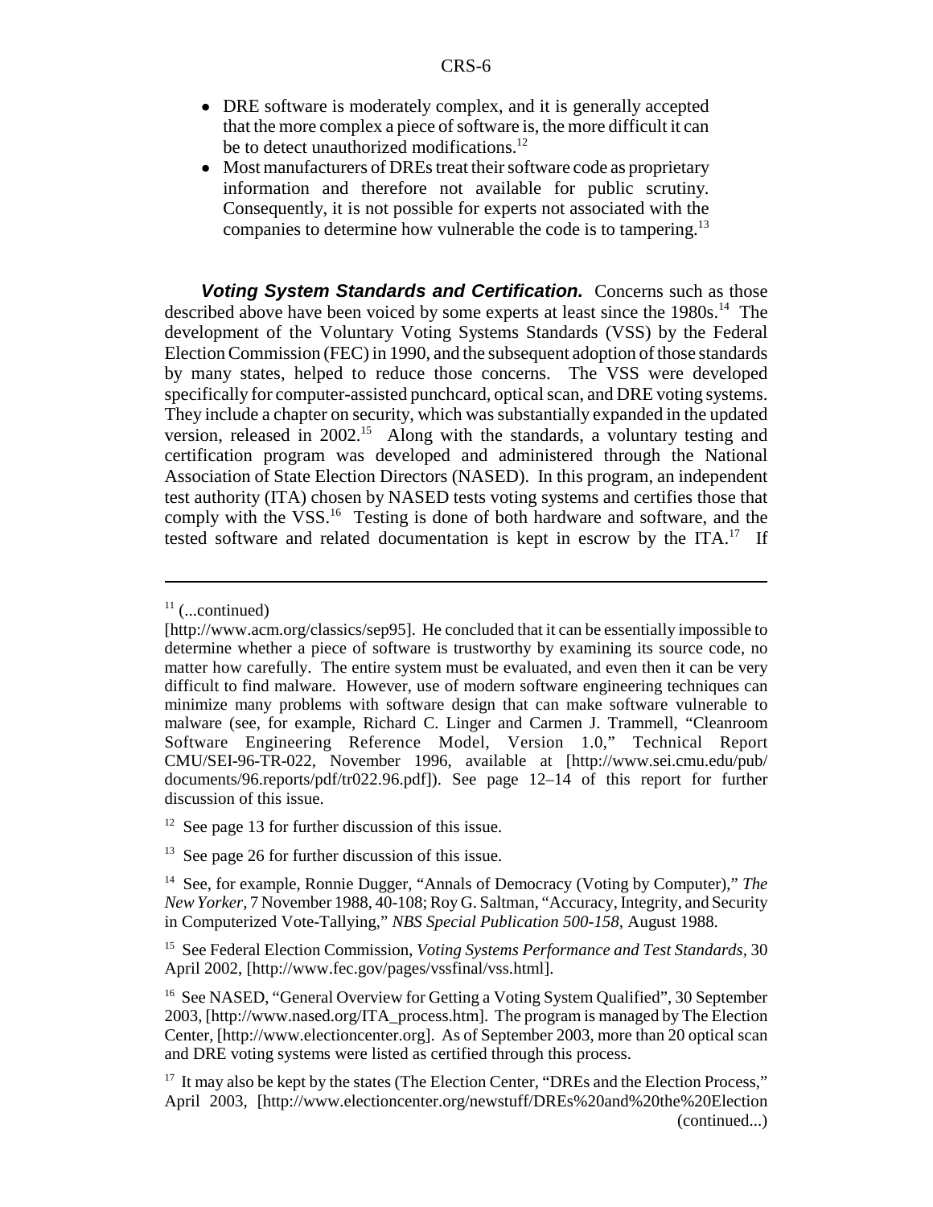- DRE software is moderately complex, and it is generally accepted that the more complex a piece of software is, the more difficult it can be to detect unauthorized modifications.[12]
- Most manufacturers of DREs treat their software code as proprietary information and therefore not available for public scrutiny. Consequently, it is not possible for experts not associated with the companies to determine how vulnerable the code is to tampering.[13]

***Voting System Standards and Certification.*** Concerns such as those described above have been voiced by some experts at least since the 1980s.[14] The development of the Voluntary Voting Systems Standards (VSS) by the Federal Election Commission (FEC) in 1990, and the subsequent adoption of those standards by many states, helped to reduce those concerns. The VSS were developed specifically for computer-assisted punchcard, optical scan, and DRE voting systems. They include a chapter on security, which was substantially expanded in the updated version, released in 2002.[15] Along with the standards, a voluntary testing and certification program was developed and administered through the National Association of State Election Directors (NASED). In this program, an independent test authority (ITA) chosen by NASED tests voting systems and certifies those that comply with the VSS.[16] Testing is done of both hardware and software, and the tested software and related documentation is kept in escrow by the ITA.[17] If

---

[11] (...continued)
[http://www.acm.org/classics/sep95]. He concluded that it can be essentially impossible to determine whether a piece of software is trustworthy by examining its source code, no matter how carefully. The entire system must be evaluated, and even then it can be very difficult to find malware. However, use of modern software engineering techniques can minimize many problems with software design that can make software vulnerable to malware (see, for example, Richard C. Linger and Carmen J. Trammell, "Cleanroom Software Engineering Reference Model, Version 1.0," Technical Report CMU/SEI-96-TR-022, November 1996, available at [http://www.sei.cmu.edu/pub/documents/96.reports/pdf/tr022.96.pdf]). See page 12–14 of this report for further discussion of this issue.

[12] See page 13 for further discussion of this issue.

[13] See page 26 for further discussion of this issue.

[14] See, for example, Ronnie Dugger, "Annals of Democracy (Voting by Computer)," *The New Yorker*, 7 November 1988, 40-108; Roy G. Saltman, "Accuracy, Integrity, and Security in Computerized Vote-Tallying," *NBS Special Publication 500-158*, August 1988.

[15] See Federal Election Commission, *Voting Systems Performance and Test Standards*, 30 April 2002, [http://www.fec.gov/pages/vssfinal/vss.html].

[16] See NASED, "General Overview for Getting a Voting System Qualified", 30 September 2003, [http://www.nased.org/ITA_process.htm]. The program is managed by The Election Center, [http://www.electioncenter.org]. As of September 2003, more than 20 optical scan and DRE voting systems were listed as certified through this process.

[17] It may also be kept by the states (The Election Center, "DREs and the Election Process," April 2003, [http://www.electioncenter.org/newstuff/DREs%20and%20the%20Election (continued...)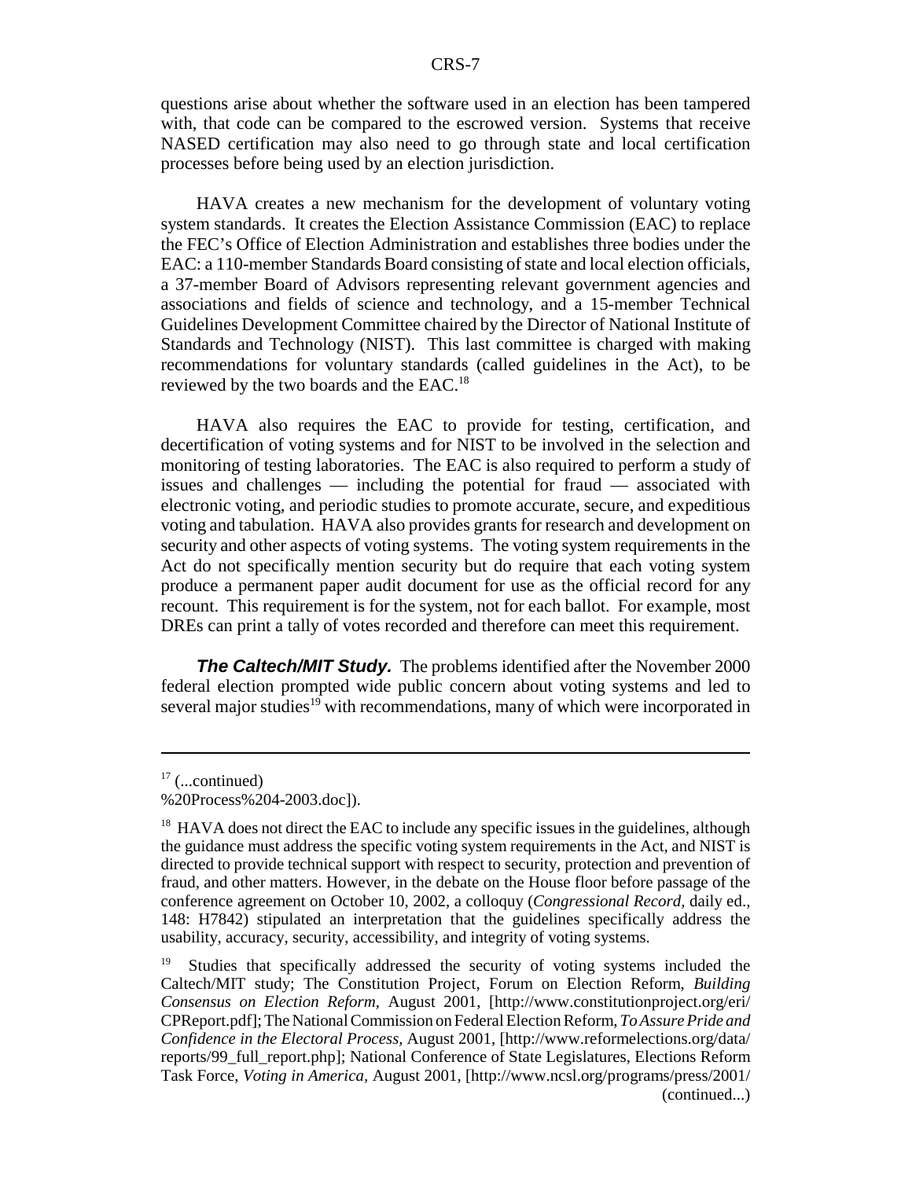questions arise about whether the software used in an election has been tampered with, that code can be compared to the escrowed version. Systems that receive NASED certification may also need to go through state and local certification processes before being used by an election jurisdiction.

HAVA creates a new mechanism for the development of voluntary voting system standards. It creates the Election Assistance Commission (EAC) to replace the FEC's Office of Election Administration and establishes three bodies under the EAC: a 110-member Standards Board consisting of state and local election officials, a 37-member Board of Advisors representing relevant government agencies and associations and fields of science and technology, and a 15-member Technical Guidelines Development Committee chaired by the Director of National Institute of Standards and Technology (NIST). This last committee is charged with making recommendations for voluntary standards (called guidelines in the Act), to be reviewed by the two boards and the EAC.[18]

HAVA also requires the EAC to provide for testing, certification, and decertification of voting systems and for NIST to be involved in the selection and monitoring of testing laboratories. The EAC is also required to perform a study of issues and challenges — including the potential for fraud — associated with electronic voting, and periodic studies to promote accurate, secure, and expeditious voting and tabulation. HAVA also provides grants for research and development on security and other aspects of voting systems. The voting system requirements in the Act do not specifically mention security but do require that each voting system produce a permanent paper audit document for use as the official record for any recount. This requirement is for the system, not for each ballot. For example, most DREs can print a tally of votes recorded and therefore can meet this requirement.

***The Caltech/MIT Study.*** The problems identified after the November 2000 federal election prompted wide public concern about voting systems and led to several major studies[19] with recommendations, many of which were incorporated in

---

[17] (...continued)
%20Process%204-2003.doc]).

[18] HAVA does not direct the EAC to include any specific issues in the guidelines, although the guidance must address the specific voting system requirements in the Act, and NIST is directed to provide technical support with respect to security, protection and prevention of fraud, and other matters. However, in the debate on the House floor before passage of the conference agreement on October 10, 2002, a colloquy (*Congressional Record*, daily ed., 148: H7842) stipulated an interpretation that the guidelines specifically address the usability, accuracy, security, accessibility, and integrity of voting systems.

[19] Studies that specifically addressed the security of voting systems included the Caltech/MIT study; The Constitution Project, Forum on Election Reform, *Building Consensus on Election Reform*, August 2001, [http://www.constitutionproject.org/eri/CPReport.pdf]; The National Commission on Federal Election Reform, *To Assure Pride and Confidence in the Electoral Process*, August 2001, [http://www.reformelections.org/data/reports/99_full_report.php]; National Conference of State Legislatures, Elections Reform Task Force, *Voting in America*, August 2001, [http://www.ncsl.org/programs/press/2001/ (continued...)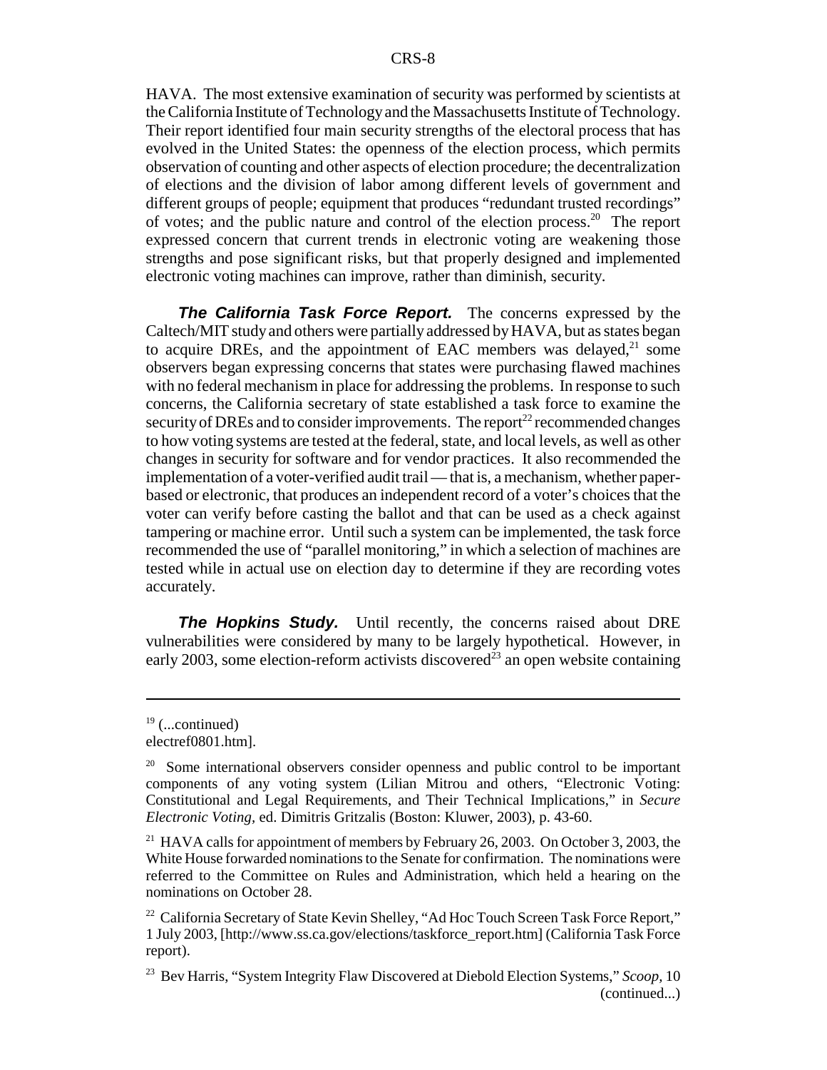HAVA. The most extensive examination of security was performed by scientists at the California Institute of Technology and the Massachusetts Institute of Technology. Their report identified four main security strengths of the electoral process that has evolved in the United States: the openness of the election process, which permits observation of counting and other aspects of election procedure; the decentralization of elections and the division of labor among different levels of government and different groups of people; equipment that produces "redundant trusted recordings" of votes; and the public nature and control of the election process.[20] The report expressed concern that current trends in electronic voting are weakening those strengths and pose significant risks, but that properly designed and implemented electronic voting machines can improve, rather than diminish, security.

***The California Task Force Report.*** The concerns expressed by the Caltech/MIT study and others were partially addressed by HAVA, but as states began to acquire DREs, and the appointment of EAC members was delayed,[21] some observers began expressing concerns that states were purchasing flawed machines with no federal mechanism in place for addressing the problems. In response to such concerns, the California secretary of state established a task force to examine the security of DREs and to consider improvements. The report[22] recommended changes to how voting systems are tested at the federal, state, and local levels, as well as other changes in security for software and for vendor practices. It also recommended the implementation of a voter-verified audit trail — that is, a mechanism, whether paper-based or electronic, that produces an independent record of a voter's choices that the voter can verify before casting the ballot and that can be used as a check against tampering or machine error. Until such a system can be implemented, the task force recommended the use of "parallel monitoring," in which a selection of machines are tested while in actual use on election day to determine if they are recording votes accurately.

***The Hopkins Study.*** Until recently, the concerns raised about DRE vulnerabilities were considered by many to be largely hypothetical. However, in early 2003, some election-reform activists discovered[23] an open website containing

---

[19] (...continued)
electref0801.htm].

[20] Some international observers consider openness and public control to be important components of any voting system (Lilian Mitrou and others, "Electronic Voting: Constitutional and Legal Requirements, and Their Technical Implications," in *Secure Electronic Voting*, ed. Dimitris Gritzalis (Boston: Kluwer, 2003), p. 43-60.

[21] HAVA calls for appointment of members by February 26, 2003. On October 3, 2003, the White House forwarded nominations to the Senate for confirmation. The nominations were referred to the Committee on Rules and Administration, which held a hearing on the nominations on October 28.

[22] California Secretary of State Kevin Shelley, "Ad Hoc Touch Screen Task Force Report," 1 July 2003, [http://www.ss.ca.gov/elections/taskforce_report.htm] (California Task Force report).

[23] Bev Harris, "System Integrity Flaw Discovered at Diebold Election Systems," *Scoop*, 10 (continued...)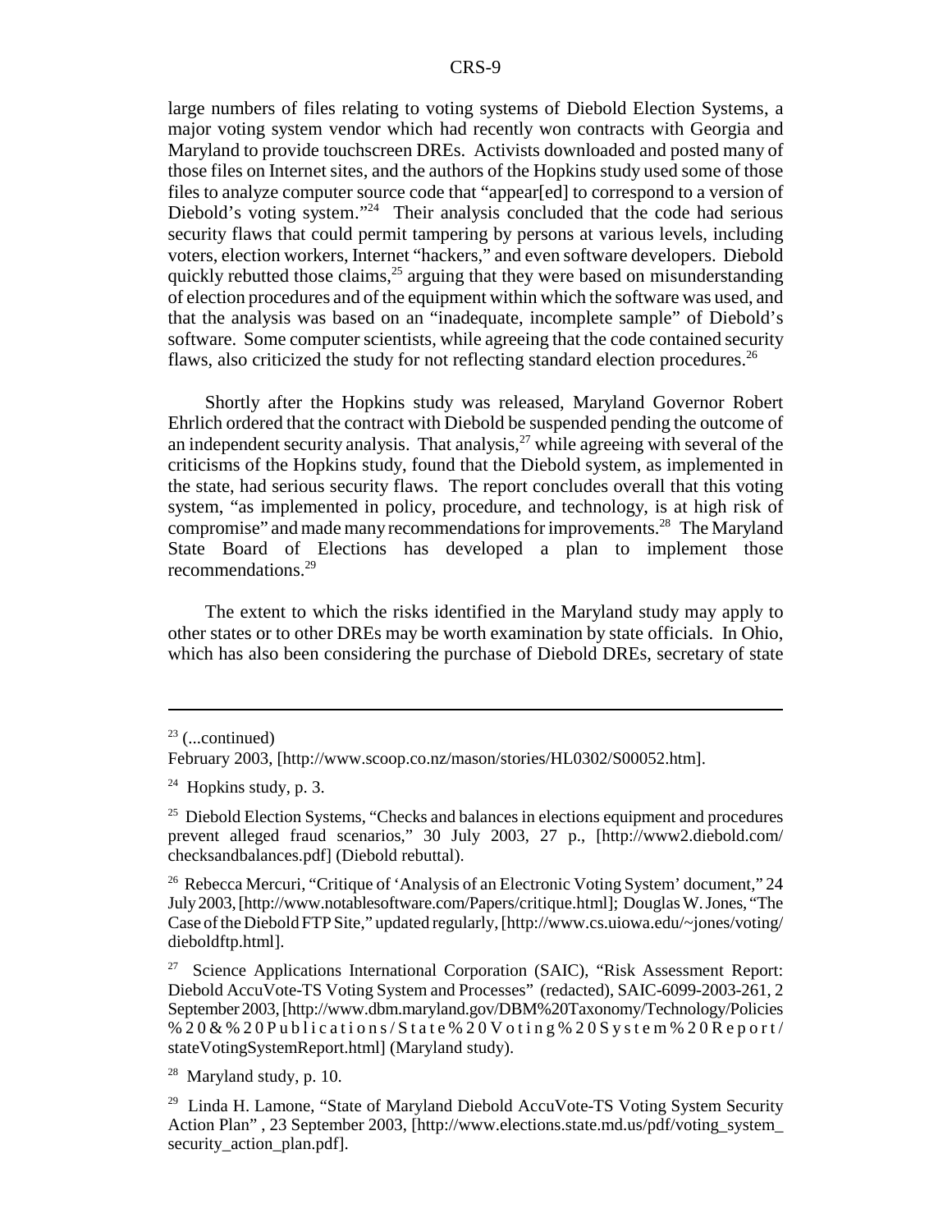large numbers of files relating to voting systems of Diebold Election Systems, a major voting system vendor which had recently won contracts with Georgia and Maryland to provide touchscreen DREs. Activists downloaded and posted many of those files on Internet sites, and the authors of the Hopkins study used some of those files to analyze computer source code that "appear[ed] to correspond to a version of Diebold's voting system."[24] Their analysis concluded that the code had serious security flaws that could permit tampering by persons at various levels, including voters, election workers, Internet "hackers," and even software developers. Diebold quickly rebutted those claims,[25] arguing that they were based on misunderstanding of election procedures and of the equipment within which the software was used, and that the analysis was based on an "inadequate, incomplete sample" of Diebold's software. Some computer scientists, while agreeing that the code contained security flaws, also criticized the study for not reflecting standard election procedures.[26]

Shortly after the Hopkins study was released, Maryland Governor Robert Ehrlich ordered that the contract with Diebold be suspended pending the outcome of an independent security analysis. That analysis,[27] while agreeing with several of the criticisms of the Hopkins study, found that the Diebold system, as implemented in the state, had serious security flaws. The report concludes overall that this voting system, "as implemented in policy, procedure, and technology, is at high risk of compromise" and made many recommendations for improvements.[28] The Maryland State Board of Elections has developed a plan to implement those recommendations.[29]

The extent to which the risks identified in the Maryland study may apply to other states or to other DREs may be worth examination by state officials. In Ohio, which has also been considering the purchase of Diebold DREs, secretary of state

---

[23] (...continued)
February 2003, [http://www.scoop.co.nz/mason/stories/HL0302/S00052.htm].

[24] Hopkins study, p. 3.

[25] Diebold Election Systems, "Checks and balances in elections equipment and procedures prevent alleged fraud scenarios," 30 July 2003, 27 p., [http://www2.diebold.com/checksandbalances.pdf] (Diebold rebuttal).

[26] Rebecca Mercuri, "Critique of 'Analysis of an Electronic Voting System' document," 24 July 2003, [http://www.notablesoftware.com/Papers/critique.html]; Douglas W. Jones, "The Case of the Diebold FTP Site," updated regularly, [http://www.cs.uiowa.edu/~jones/voting/dieboldftp.html].

[27] Science Applications International Corporation (SAIC), "Risk Assessment Report: Diebold AccuVote-TS Voting System and Processes" (redacted), SAIC-6099-2003-261, 2 September 2003, [http://www.dbm.maryland.gov/DBM%20Taxonomy/Technology/Policies%20&%20Publications/State%20Voting%20System%20Report/stateVotingSystemReport.html] (Maryland study).

[28] Maryland study, p. 10.

[29] Linda H. Lamone, "State of Maryland Diebold AccuVote-TS Voting System Security Action Plan" , 23 September 2003, [http://www.elections.state.md.us/pdf/voting_system_security_action_plan.pdf].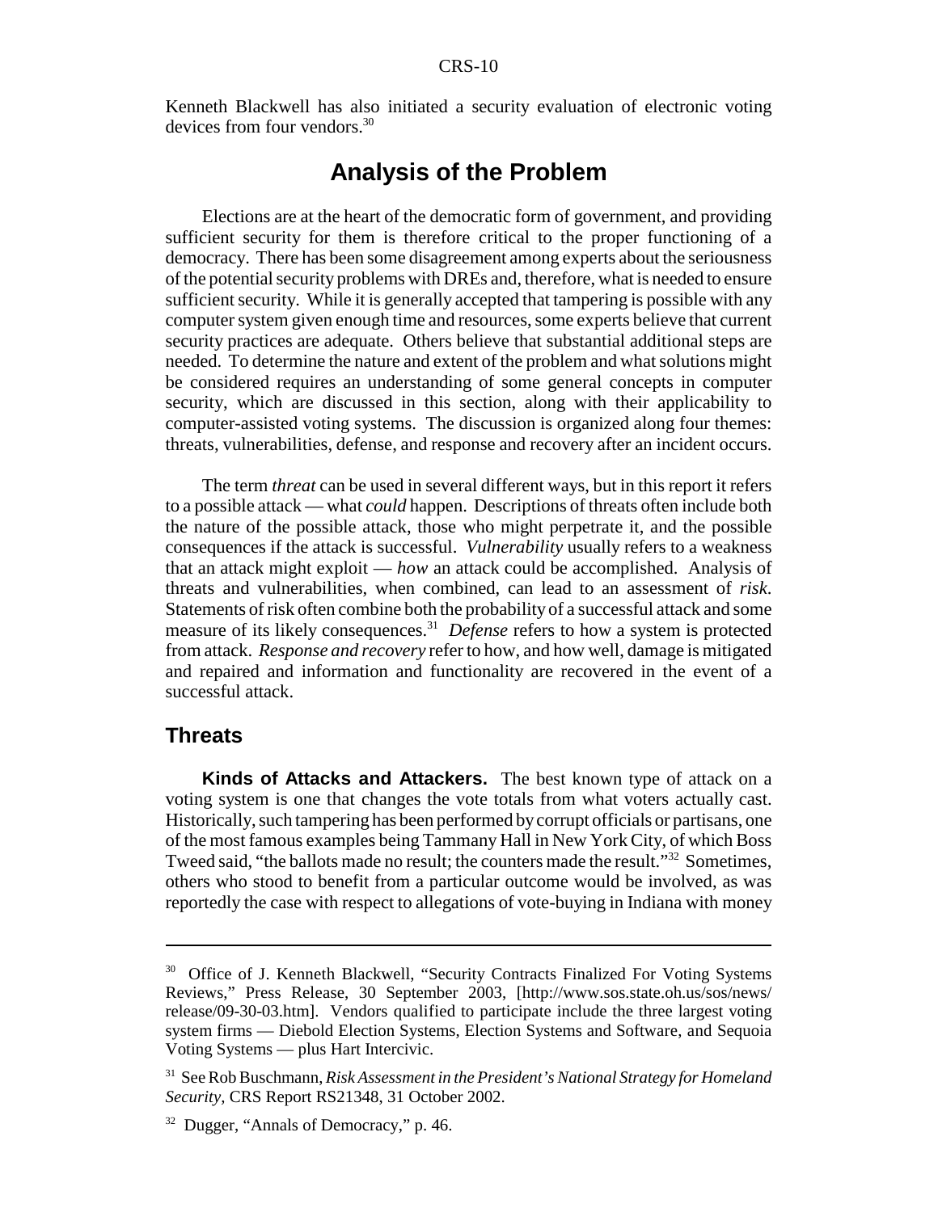Kenneth Blackwell has also initiated a security evaluation of electronic voting devices from four vendors.[30]

## Analysis of the Problem

Elections are at the heart of the democratic form of government, and providing sufficient security for them is therefore critical to the proper functioning of a democracy. There has been some disagreement among experts about the seriousness of the potential security problems with DREs and, therefore, what is needed to ensure sufficient security. While it is generally accepted that tampering is possible with any computer system given enough time and resources, some experts believe that current security practices are adequate. Others believe that substantial additional steps are needed. To determine the nature and extent of the problem and what solutions might be considered requires an understanding of some general concepts in computer security, which are discussed in this section, along with their applicability to computer-assisted voting systems. The discussion is organized along four themes: threats, vulnerabilities, defense, and response and recovery after an incident occurs.

The term *threat* can be used in several different ways, but in this report it refers to a possible attack — what *could* happen. Descriptions of threats often include both the nature of the possible attack, those who might perpetrate it, and the possible consequences if the attack is successful. *Vulnerability* usually refers to a weakness that an attack might exploit — *how* an attack could be accomplished. Analysis of threats and vulnerabilities, when combined, can lead to an assessment of *risk*. Statements of risk often combine both the probability of a successful attack and some measure of its likely consequences.[31] *Defense* refers to how a system is protected from attack. *Response and recovery* refer to how, and how well, damage is mitigated and repaired and information and functionality are recovered in the event of a successful attack.

### Threats

**Kinds of Attacks and Attackers.** The best known type of attack on a voting system is one that changes the vote totals from what voters actually cast. Historically, such tampering has been performed by corrupt officials or partisans, one of the most famous examples being Tammany Hall in New York City, of which Boss Tweed said, "the ballots made no result; the counters made the result."[32] Sometimes, others who stood to benefit from a particular outcome would be involved, as was reportedly the case with respect to allegations of vote-buying in Indiana with money

---

[30] Office of J. Kenneth Blackwell, "Security Contracts Finalized For Voting Systems Reviews," Press Release, 30 September 2003, [http://www.sos.state.oh.us/sos/news/release/09-30-03.htm]. Vendors qualified to participate include the three largest voting system firms — Diebold Election Systems, Election Systems and Software, and Sequoia Voting Systems — plus Hart Intercivic.

[31] See Rob Buschmann, *Risk Assessment in the President's National Strategy for Homeland Security,* CRS Report RS21348, 31 October 2002.

[32] Dugger, "Annals of Democracy," p. 46.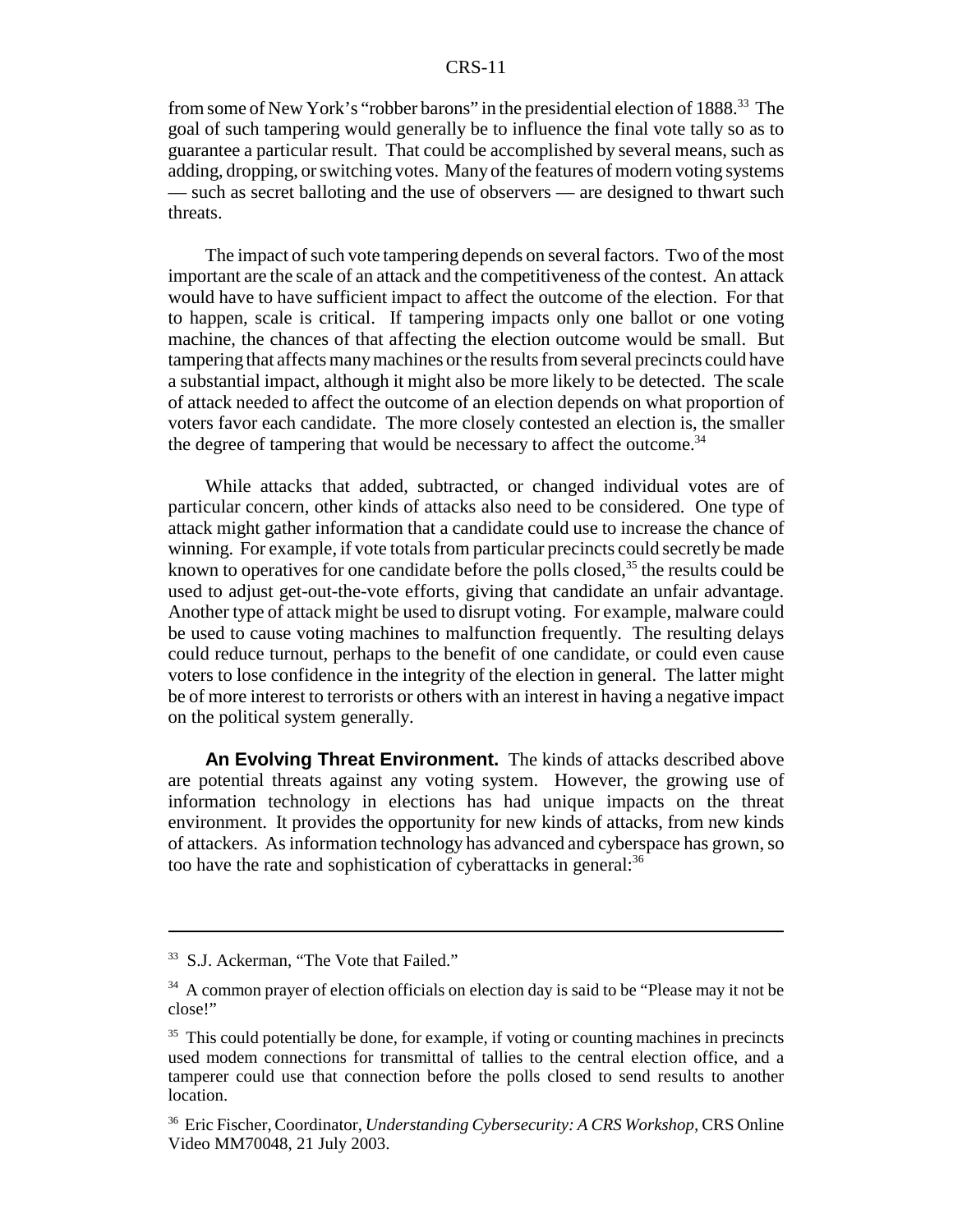from some of New York's "robber barons" in the presidential election of 1888.[33] The goal of such tampering would generally be to influence the final vote tally so as to guarantee a particular result. That could be accomplished by several means, such as adding, dropping, or switching votes. Many of the features of modern voting systems — such as secret balloting and the use of observers — are designed to thwart such threats.

The impact of such vote tampering depends on several factors. Two of the most important are the scale of an attack and the competitiveness of the contest. An attack would have to have sufficient impact to affect the outcome of the election. For that to happen, scale is critical. If tampering impacts only one ballot or one voting machine, the chances of that affecting the election outcome would be small. But tampering that affects many machines or the results from several precincts could have a substantial impact, although it might also be more likely to be detected. The scale of attack needed to affect the outcome of an election depends on what proportion of voters favor each candidate. The more closely contested an election is, the smaller the degree of tampering that would be necessary to affect the outcome.[34]

While attacks that added, subtracted, or changed individual votes are of particular concern, other kinds of attacks also need to be considered. One type of attack might gather information that a candidate could use to increase the chance of winning. For example, if vote totals from particular precincts could secretly be made known to operatives for one candidate before the polls closed,[35] the results could be used to adjust get-out-the-vote efforts, giving that candidate an unfair advantage. Another type of attack might be used to disrupt voting. For example, malware could be used to cause voting machines to malfunction frequently. The resulting delays could reduce turnout, perhaps to the benefit of one candidate, or could even cause voters to lose confidence in the integrity of the election in general. The latter might be of more interest to terrorists or others with an interest in having a negative impact on the political system generally.

**An Evolving Threat Environment.** The kinds of attacks described above are potential threats against any voting system. However, the growing use of information technology in elections has had unique impacts on the threat environment. It provides the opportunity for new kinds of attacks, from new kinds of attackers. As information technology has advanced and cyberspace has grown, so too have the rate and sophistication of cyberattacks in general:[36]

---

[33] S.J. Ackerman, "The Vote that Failed."

[34] A common prayer of election officials on election day is said to be "Please may it not be close!"

[35] This could potentially be done, for example, if voting or counting machines in precincts used modem connections for transmittal of tallies to the central election office, and a tamperer could use that connection before the polls closed to send results to another location.

[36] Eric Fischer, Coordinator, *Understanding Cybersecurity: A CRS Workshop,* CRS Online Video MM70048, 21 July 2003.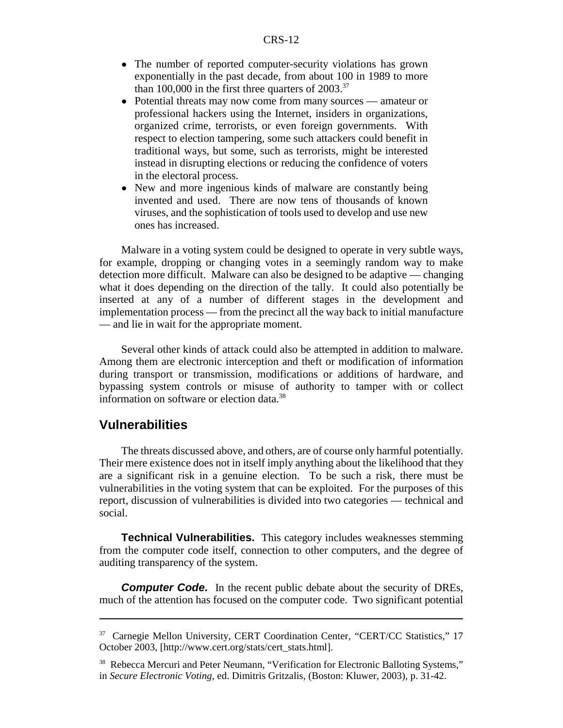- The number of reported computer-security violations has grown exponentially in the past decade, from about 100 in 1989 to more than 100,000 in the first three quarters of 2003.[37]
- Potential threats may now come from many sources — amateur or professional hackers using the Internet, insiders in organizations, organized crime, terrorists, or even foreign governments. With respect to election tampering, some such attackers could benefit in traditional ways, but some, such as terrorists, might be interested instead in disrupting elections or reducing the confidence of voters in the electoral process.
- New and more ingenious kinds of malware are constantly being invented and used. There are now tens of thousands of known viruses, and the sophistication of tools used to develop and use new ones has increased.

Malware in a voting system could be designed to operate in very subtle ways, for example, dropping or changing votes in a seemingly random way to make detection more difficult. Malware can also be designed to be adaptive — changing what it does depending on the direction of the tally. It could also potentially be inserted at any of a number of different stages in the development and implementation process — from the precinct all the way back to initial manufacture — and lie in wait for the appropriate moment.

Several other kinds of attack could also be attempted in addition to malware. Among them are electronic interception and theft or modification of information during transport or transmission, modifications or additions of hardware, and bypassing system controls or misuse of authority to tamper with or collect information on software or election data.[38]

## Vulnerabilities

The threats discussed above, and others, are of course only harmful potentially. Their mere existence does not in itself imply anything about the likelihood that they are a significant risk in a genuine election. To be such a risk, there must be vulnerabilities in the voting system that can be exploited. For the purposes of this report, discussion of vulnerabilities is divided into two categories — technical and social.

**Technical Vulnerabilities.** This category includes weaknesses stemming from the computer code itself, connection to other computers, and the degree of auditing transparency of the system.

***Computer Code.*** In the recent public debate about the security of DREs, much of the attention has focused on the computer code. Two significant potential

---

[37] Carnegie Mellon University, CERT Coordination Center, "CERT/CC Statistics," 17 October 2003, [http://www.cert.org/stats/cert_stats.html].

[38] Rebecca Mercuri and Peter Neumann, "Verification for Electronic Balloting Systems," in *Secure Electronic Voting*, ed. Dimitris Gritzalis, (Boston: Kluwer, 2003), p. 31-42.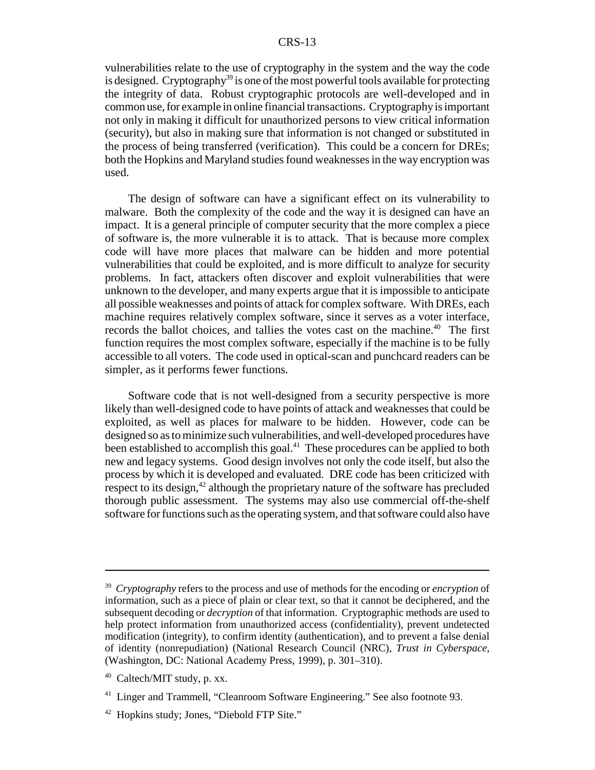vulnerabilities relate to the use of cryptography in the system and the way the code is designed. Cryptography[39] is one of the most powerful tools available for protecting the integrity of data. Robust cryptographic protocols are well-developed and in common use, for example in online financial transactions. Cryptography is important not only in making it difficult for unauthorized persons to view critical information (security), but also in making sure that information is not changed or substituted in the process of being transferred (verification). This could be a concern for DREs; both the Hopkins and Maryland studies found weaknesses in the way encryption was used.

The design of software can have a significant effect on its vulnerability to malware. Both the complexity of the code and the way it is designed can have an impact. It is a general principle of computer security that the more complex a piece of software is, the more vulnerable it is to attack. That is because more complex code will have more places that malware can be hidden and more potential vulnerabilities that could be exploited, and is more difficult to analyze for security problems. In fact, attackers often discover and exploit vulnerabilities that were unknown to the developer, and many experts argue that it is impossible to anticipate all possible weaknesses and points of attack for complex software. With DREs, each machine requires relatively complex software, since it serves as a voter interface, records the ballot choices, and tallies the votes cast on the machine.[40] The first function requires the most complex software, especially if the machine is to be fully accessible to all voters. The code used in optical-scan and punchcard readers can be simpler, as it performs fewer functions.

Software code that is not well-designed from a security perspective is more likely than well-designed code to have points of attack and weaknesses that could be exploited, as well as places for malware to be hidden. However, code can be designed so as to minimize such vulnerabilities, and well-developed procedures have been established to accomplish this goal.[41] These procedures can be applied to both new and legacy systems. Good design involves not only the code itself, but also the process by which it is developed and evaluated. DRE code has been criticized with respect to its design,[42] although the proprietary nature of the software has precluded thorough public assessment. The systems may also use commercial off-the-shelf software for functions such as the operating system, and that software could also have

---

[39] *Cryptography* refers to the process and use of methods for the encoding or *encryption* of information, such as a piece of plain or clear text, so that it cannot be deciphered, and the subsequent decoding or *decryption* of that information. Cryptographic methods are used to help protect information from unauthorized access (confidentiality), prevent undetected modification (integrity), to confirm identity (authentication), and to prevent a false denial of identity (nonrepudiation) (National Research Council (NRC), *Trust in Cyberspace*, (Washington, DC: National Academy Press, 1999), p. 301–310).

[40] Caltech/MIT study, p. xx.

[41] Linger and Trammell, "Cleanroom Software Engineering." See also footnote 93.

[42] Hopkins study; Jones, "Diebold FTP Site."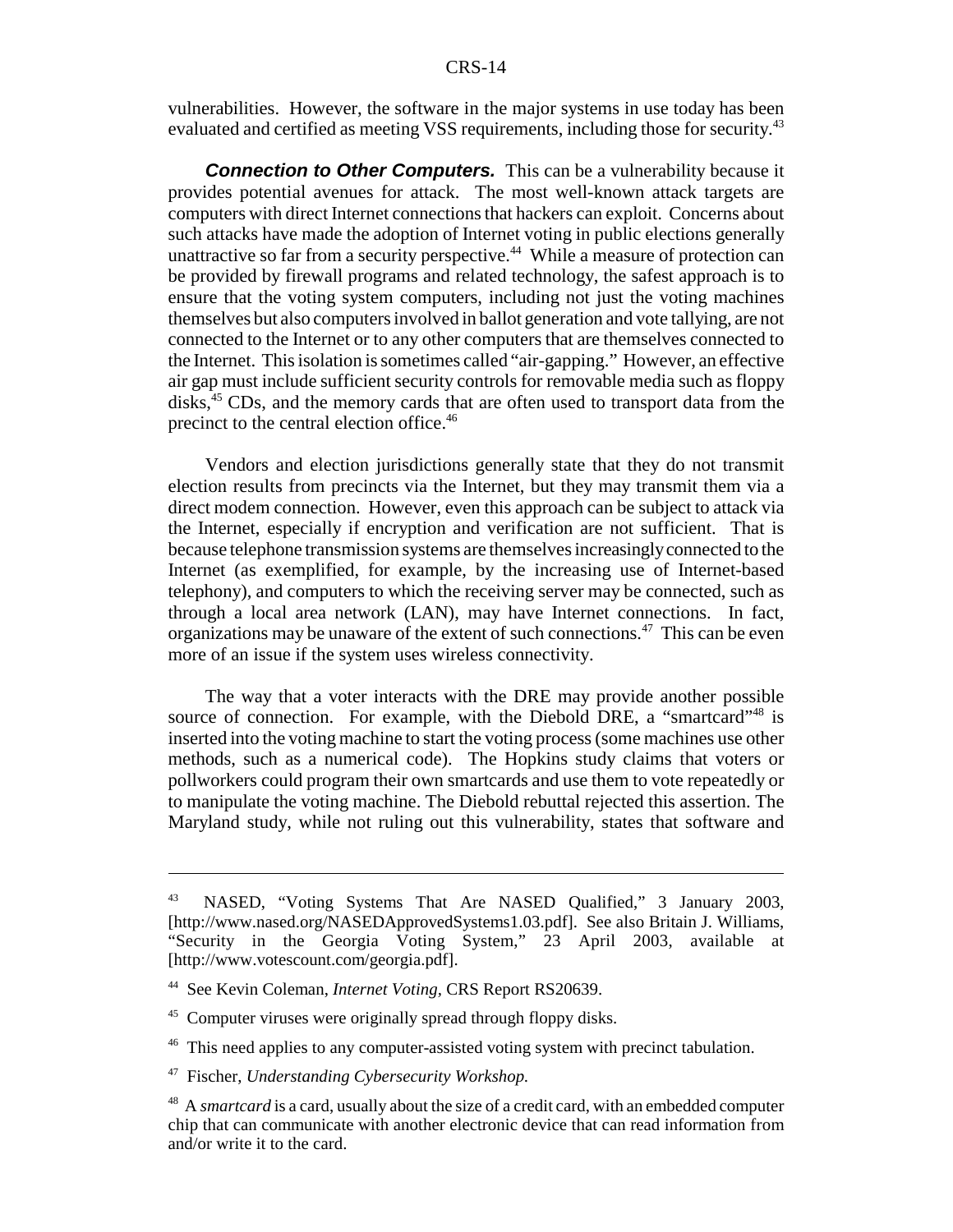vulnerabilities. However, the software in the major systems in use today has been evaluated and certified as meeting VSS requirements, including those for security.[43]

***Connection to Other Computers.*** This can be a vulnerability because it provides potential avenues for attack. The most well-known attack targets are computers with direct Internet connections that hackers can exploit. Concerns about such attacks have made the adoption of Internet voting in public elections generally unattractive so far from a security perspective.[44] While a measure of protection can be provided by firewall programs and related technology, the safest approach is to ensure that the voting system computers, including not just the voting machines themselves but also computers involved in ballot generation and vote tallying, are not connected to the Internet or to any other computers that are themselves connected to the Internet. This isolation is sometimes called "air-gapping." However, an effective air gap must include sufficient security controls for removable media such as floppy disks,[45] CDs, and the memory cards that are often used to transport data from the precinct to the central election office.[46]

Vendors and election jurisdictions generally state that they do not transmit election results from precincts via the Internet, but they may transmit them via a direct modem connection. However, even this approach can be subject to attack via the Internet, especially if encryption and verification are not sufficient. That is because telephone transmission systems are themselves increasingly connected to the Internet (as exemplified, for example, by the increasing use of Internet-based telephony), and computers to which the receiving server may be connected, such as through a local area network (LAN), may have Internet connections. In fact, organizations may be unaware of the extent of such connections.[47] This can be even more of an issue if the system uses wireless connectivity.

The way that a voter interacts with the DRE may provide another possible source of connection. For example, with the Diebold DRE, a "smartcard"[48] is inserted into the voting machine to start the voting process (some machines use other methods, such as a numerical code). The Hopkins study claims that voters or pollworkers could program their own smartcards and use them to vote repeatedly or to manipulate the voting machine. The Diebold rebuttal rejected this assertion. The Maryland study, while not ruling out this vulnerability, states that software and

---

[43] NASED, "Voting Systems That Are NASED Qualified," 3 January 2003, [http://www.nased.org/NASEDApprovedSystems1.03.pdf]. See also Britain J. Williams, "Security in the Georgia Voting System," 23 April 2003, available at [http://www.votescount.com/georgia.pdf].

[44] See Kevin Coleman, *Internet Voting*, CRS Report RS20639.

[45] Computer viruses were originally spread through floppy disks.

[46] This need applies to any computer-assisted voting system with precinct tabulation.

[47] Fischer, *Understanding Cybersecurity Workshop.*

[48] A *smartcard* is a card, usually about the size of a credit card, with an embedded computer chip that can communicate with another electronic device that can read information from and/or write it to the card.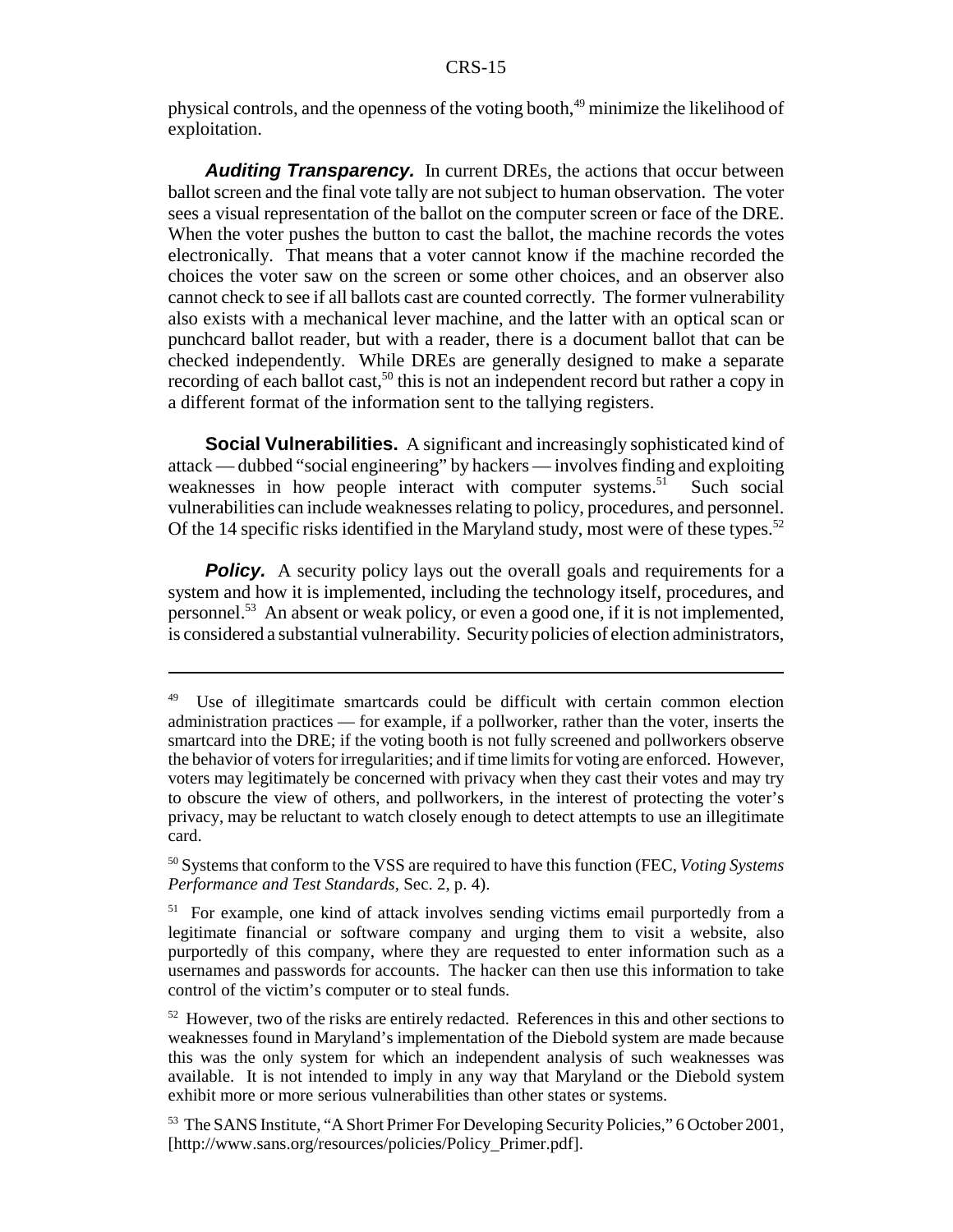physical controls, and the openness of the voting booth,[49] minimize the likelihood of exploitation.

***Auditing Transparency.*** In current DREs, the actions that occur between ballot screen and the final vote tally are not subject to human observation. The voter sees a visual representation of the ballot on the computer screen or face of the DRE. When the voter pushes the button to cast the ballot, the machine records the votes electronically. That means that a voter cannot know if the machine recorded the choices the voter saw on the screen or some other choices, and an observer also cannot check to see if all ballots cast are counted correctly. The former vulnerability also exists with a mechanical lever machine, and the latter with an optical scan or punchcard ballot reader, but with a reader, there is a document ballot that can be checked independently. While DREs are generally designed to make a separate recording of each ballot cast,[50] this is not an independent record but rather a copy in a different format of the information sent to the tallying registers.

**Social Vulnerabilities.** A significant and increasingly sophisticated kind of attack — dubbed "social engineering" by hackers — involves finding and exploiting weaknesses in how people interact with computer systems.[51] Such social vulnerabilities can include weaknesses relating to policy, procedures, and personnel. Of the 14 specific risks identified in the Maryland study, most were of these types.[52]

***Policy.*** A security policy lays out the overall goals and requirements for a system and how it is implemented, including the technology itself, procedures, and personnel.[53] An absent or weak policy, or even a good one, if it is not implemented, is considered a substantial vulnerability. Security policies of election administrators,

---

[49] Use of illegitimate smartcards could be difficult with certain common election administration practices — for example, if a pollworker, rather than the voter, inserts the smartcard into the DRE; if the voting booth is not fully screened and pollworkers observe the behavior of voters for irregularities; and if time limits for voting are enforced. However, voters may legitimately be concerned with privacy when they cast their votes and may try to obscure the view of others, and pollworkers, in the interest of protecting the voter's privacy, may be reluctant to watch closely enough to detect attempts to use an illegitimate card.

[50] Systems that conform to the VSS are required to have this function (FEC, *Voting Systems Performance and Test Standards,* Sec. 2, p. 4).

[51] For example, one kind of attack involves sending victims email purportedly from a legitimate financial or software company and urging them to visit a website, also purportedly of this company, where they are requested to enter information such as a usernames and passwords for accounts. The hacker can then use this information to take control of the victim's computer or to steal funds.

[52] However, two of the risks are entirely redacted. References in this and other sections to weaknesses found in Maryland's implementation of the Diebold system are made because this was the only system for which an independent analysis of such weaknesses was available. It is not intended to imply in any way that Maryland or the Diebold system exhibit more or more serious vulnerabilities than other states or systems.

[53] The SANS Institute, "A Short Primer For Developing Security Policies," 6 October 2001, [http://www.sans.org/resources/policies/Policy_Primer.pdf].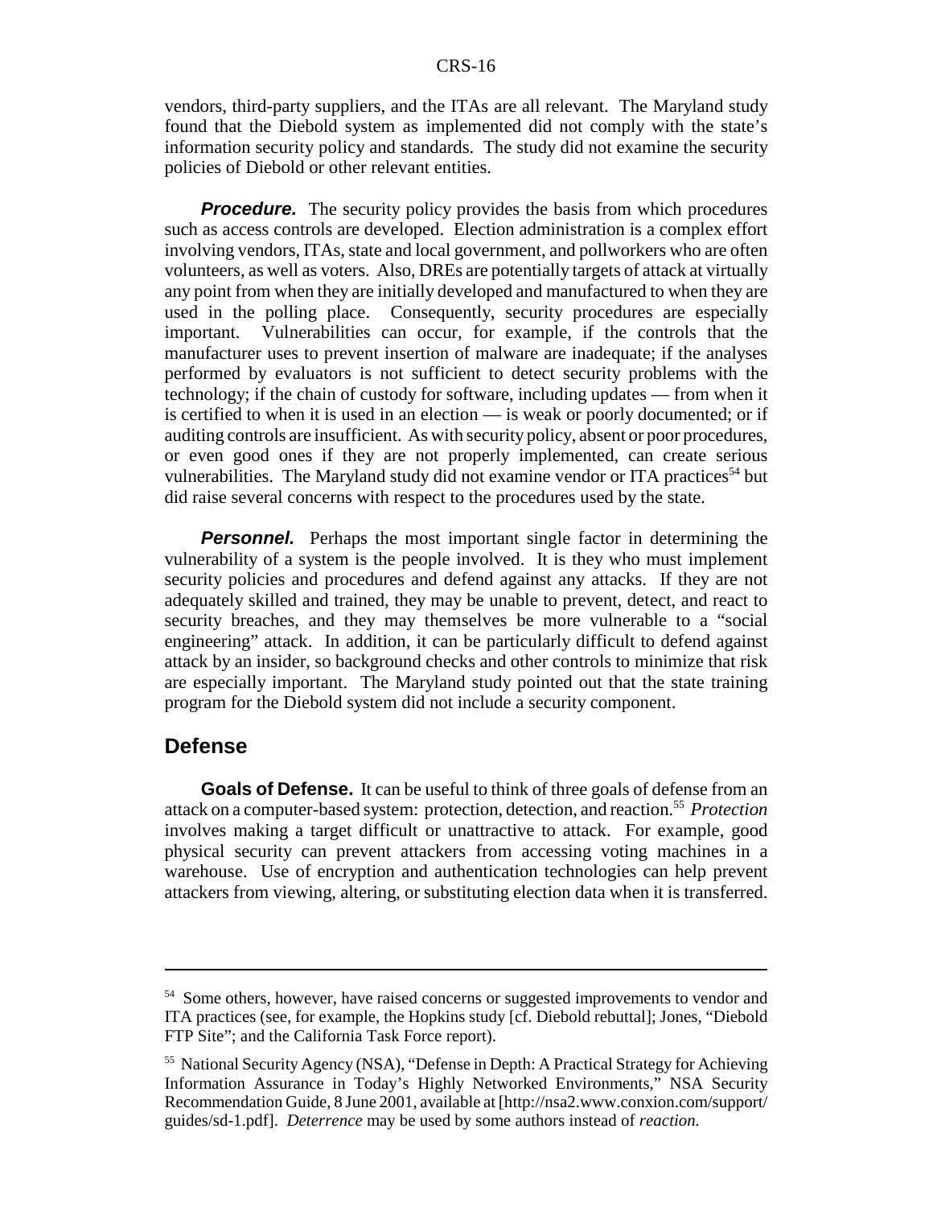vendors, third-party suppliers, and the ITAs are all relevant. The Maryland study found that the Diebold system as implemented did not comply with the state's information security policy and standards. The study did not examine the security policies of Diebold or other relevant entities.

***Procedure.*** The security policy provides the basis from which procedures such as access controls are developed. Election administration is a complex effort involving vendors, ITAs, state and local government, and pollworkers who are often volunteers, as well as voters. Also, DREs are potentially targets of attack at virtually any point from when they are initially developed and manufactured to when they are used in the polling place. Consequently, security procedures are especially important. Vulnerabilities can occur, for example, if the controls that the manufacturer uses to prevent insertion of malware are inadequate; if the analyses performed by evaluators is not sufficient to detect security problems with the technology; if the chain of custody for software, including updates — from when it is certified to when it is used in an election — is weak or poorly documented; or if auditing controls are insufficient. As with security policy, absent or poor procedures, or even good ones if they are not properly implemented, can create serious vulnerabilities. The Maryland study did not examine vendor or ITA practices[54] but did raise several concerns with respect to the procedures used by the state.

***Personnel.*** Perhaps the most important single factor in determining the vulnerability of a system is the people involved. It is they who must implement security policies and procedures and defend against any attacks. If they are not adequately skilled and trained, they may be unable to prevent, detect, and react to security breaches, and they may themselves be more vulnerable to a "social engineering" attack. In addition, it can be particularly difficult to defend against attack by an insider, so background checks and other controls to minimize that risk are especially important. The Maryland study pointed out that the state training program for the Diebold system did not include a security component.

## Defense

**Goals of Defense.** It can be useful to think of three goals of defense from an attack on a computer-based system: protection, detection, and reaction.[55] *Protection* involves making a target difficult or unattractive to attack. For example, good physical security can prevent attackers from accessing voting machines in a warehouse. Use of encryption and authentication technologies can help prevent attackers from viewing, altering, or substituting election data when it is transferred.

---

[54] Some others, however, have raised concerns or suggested improvements to vendor and ITA practices (see, for example, the Hopkins study [cf. Diebold rebuttal]; Jones, "Diebold FTP Site"; and the California Task Force report).

[55] National Security Agency (NSA), "Defense in Depth: A Practical Strategy for Achieving Information Assurance in Today's Highly Networked Environments," NSA Security Recommendation Guide, 8 June 2001, available at [http://nsa2.www.conxion.com/support/guides/sd-1.pdf]. *Deterrence* may be used by some authors instead of *reaction.*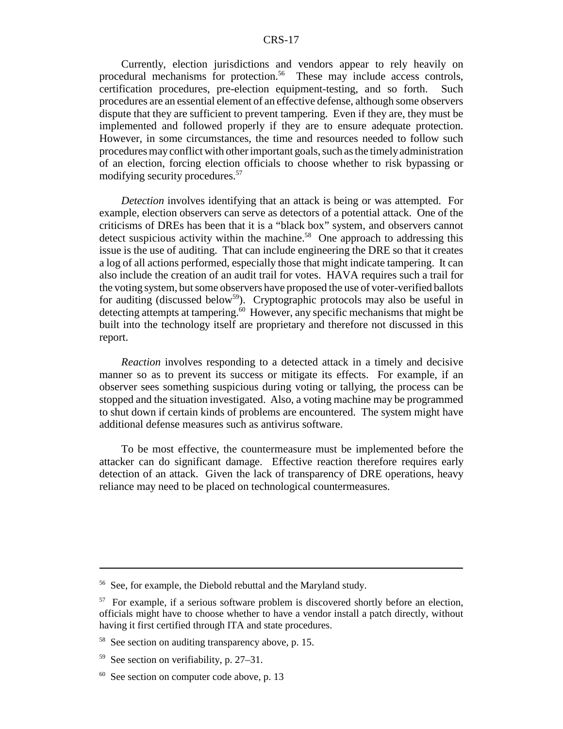Currently, election jurisdictions and vendors appear to rely heavily on procedural mechanisms for protection.[56] These may include access controls, certification procedures, pre-election equipment-testing, and so forth. Such procedures are an essential element of an effective defense, although some observers dispute that they are sufficient to prevent tampering. Even if they are, they must be implemented and followed properly if they are to ensure adequate protection. However, in some circumstances, the time and resources needed to follow such procedures may conflict with other important goals, such as the timely administration of an election, forcing election officials to choose whether to risk bypassing or modifying security procedures.[57]

*Detection* involves identifying that an attack is being or was attempted. For example, election observers can serve as detectors of a potential attack. One of the criticisms of DREs has been that it is a "black box" system, and observers cannot detect suspicious activity within the machine.[58] One approach to addressing this issue is the use of auditing. That can include engineering the DRE so that it creates a log of all actions performed, especially those that might indicate tampering. It can also include the creation of an audit trail for votes. HAVA requires such a trail for the voting system, but some observers have proposed the use of voter-verified ballots for auditing (discussed below[59]). Cryptographic protocols may also be useful in detecting attempts at tampering.[60] However, any specific mechanisms that might be built into the technology itself are proprietary and therefore not discussed in this report.

*Reaction* involves responding to a detected attack in a timely and decisive manner so as to prevent its success or mitigate its effects. For example, if an observer sees something suspicious during voting or tallying, the process can be stopped and the situation investigated. Also, a voting machine may be programmed to shut down if certain kinds of problems are encountered. The system might have additional defense measures such as antivirus software.

To be most effective, the countermeasure must be implemented before the attacker can do significant damage. Effective reaction therefore requires early detection of an attack. Given the lack of transparency of DRE operations, heavy reliance may need to be placed on technological countermeasures.

---

[56] See, for example, the Diebold rebuttal and the Maryland study.

[57] For example, if a serious software problem is discovered shortly before an election, officials might have to choose whether to have a vendor install a patch directly, without having it first certified through ITA and state procedures.

[58] See section on auditing transparency above, p. 15.

[59] See section on verifiability, p. 27–31.

[60] See section on computer code above, p. 13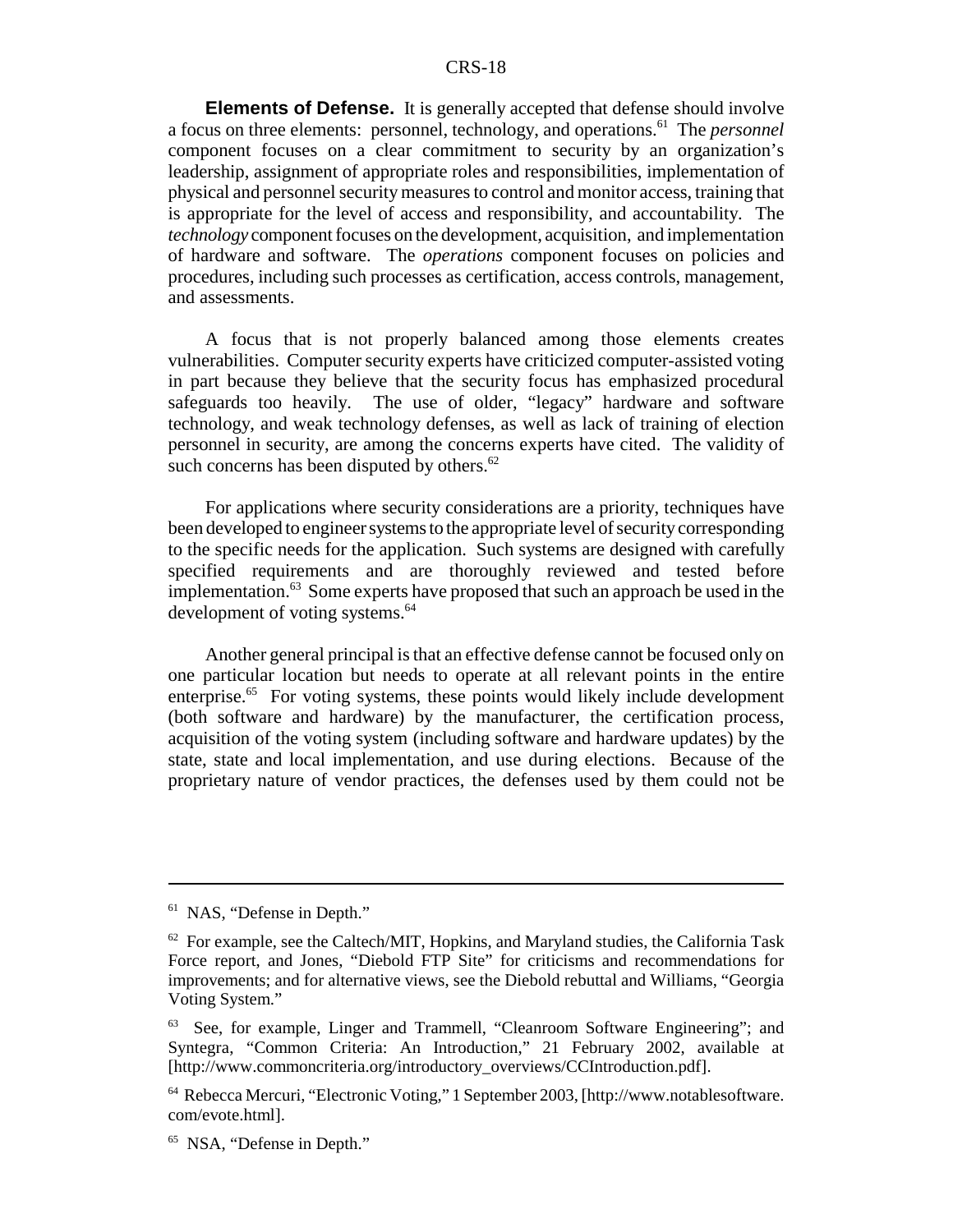**Elements of Defense.** It is generally accepted that defense should involve a focus on three elements: personnel, technology, and operations.[61] The *personnel* component focuses on a clear commitment to security by an organization's leadership, assignment of appropriate roles and responsibilities, implementation of physical and personnel security measures to control and monitor access, training that is appropriate for the level of access and responsibility, and accountability. The *technology* component focuses on the development, acquisition, and implementation of hardware and software. The *operations* component focuses on policies and procedures, including such processes as certification, access controls, management, and assessments.

A focus that is not properly balanced among those elements creates vulnerabilities. Computer security experts have criticized computer-assisted voting in part because they believe that the security focus has emphasized procedural safeguards too heavily. The use of older, "legacy" hardware and software technology, and weak technology defenses, as well as lack of training of election personnel in security, are among the concerns experts have cited. The validity of such concerns has been disputed by others.[62]

For applications where security considerations are a priority, techniques have been developed to engineer systems to the appropriate level of security corresponding to the specific needs for the application. Such systems are designed with carefully specified requirements and are thoroughly reviewed and tested before implementation.[63] Some experts have proposed that such an approach be used in the development of voting systems.[64]

Another general principal is that an effective defense cannot be focused only on one particular location but needs to operate at all relevant points in the entire enterprise.[65] For voting systems, these points would likely include development (both software and hardware) by the manufacturer, the certification process, acquisition of the voting system (including software and hardware updates) by the state, state and local implementation, and use during elections. Because of the proprietary nature of vendor practices, the defenses used by them could not be

---

[61] NAS, "Defense in Depth."

[62] For example, see the Caltech/MIT, Hopkins, and Maryland studies, the California Task Force report, and Jones, "Diebold FTP Site" for criticisms and recommendations for improvements; and for alternative views, see the Diebold rebuttal and Williams, "Georgia Voting System."

[63] See, for example, Linger and Trammell, "Cleanroom Software Engineering"; and Syntegra, "Common Criteria: An Introduction," 21 February 2002, available at [http://www.commoncriteria.org/introductory_overviews/CCIntroduction.pdf].

[64] Rebecca Mercuri, "Electronic Voting," 1 September 2003, [http://www.notablesoftware.com/evote.html].

[65] NSA, "Defense in Depth."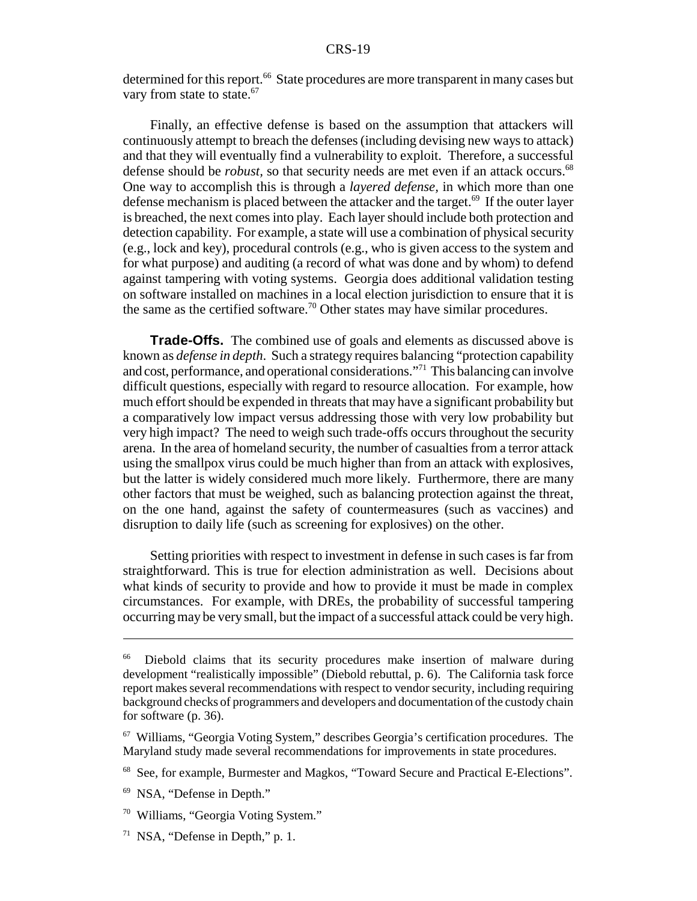determined for this report.[66] State procedures are more transparent in many cases but vary from state to state.[67]

Finally, an effective defense is based on the assumption that attackers will continuously attempt to breach the defenses (including devising new ways to attack) and that they will eventually find a vulnerability to exploit. Therefore, a successful defense should be *robust*, so that security needs are met even if an attack occurs.[68] One way to accomplish this is through a *layered defense*, in which more than one defense mechanism is placed between the attacker and the target.[69] If the outer layer is breached, the next comes into play. Each layer should include both protection and detection capability. For example, a state will use a combination of physical security (e.g., lock and key), procedural controls (e.g., who is given access to the system and for what purpose) and auditing (a record of what was done and by whom) to defend against tampering with voting systems. Georgia does additional validation testing on software installed on machines in a local election jurisdiction to ensure that it is the same as the certified software.[70] Other states may have similar procedures.

**Trade-Offs.** The combined use of goals and elements as discussed above is known as *defense in depth*. Such a strategy requires balancing "protection capability and cost, performance, and operational considerations."[71] This balancing can involve difficult questions, especially with regard to resource allocation. For example, how much effort should be expended in threats that may have a significant probability but a comparatively low impact versus addressing those with very low probability but very high impact? The need to weigh such trade-offs occurs throughout the security arena. In the area of homeland security, the number of casualties from a terror attack using the smallpox virus could be much higher than from an attack with explosives, but the latter is widely considered much more likely. Furthermore, there are many other factors that must be weighed, such as balancing protection against the threat, on the one hand, against the safety of countermeasures (such as vaccines) and disruption to daily life (such as screening for explosives) on the other.

Setting priorities with respect to investment in defense in such cases is far from straightforward. This is true for election administration as well. Decisions about what kinds of security to provide and how to provide it must be made in complex circumstances. For example, with DREs, the probability of successful tampering occurring may be very small, but the impact of a successful attack could be very high.

---

[66] Diebold claims that its security procedures make insertion of malware during development "realistically impossible" (Diebold rebuttal, p. 6). The California task force report makes several recommendations with respect to vendor security, including requiring background checks of programmers and developers and documentation of the custody chain for software (p. 36).

[67] Williams, "Georgia Voting System," describes Georgia's certification procedures. The Maryland study made several recommendations for improvements in state procedures.

[68] See, for example, Burmester and Magkos, "Toward Secure and Practical E-Elections".

[69] NSA, "Defense in Depth."

[70] Williams, "Georgia Voting System."

[71] NSA, "Defense in Depth," p. 1.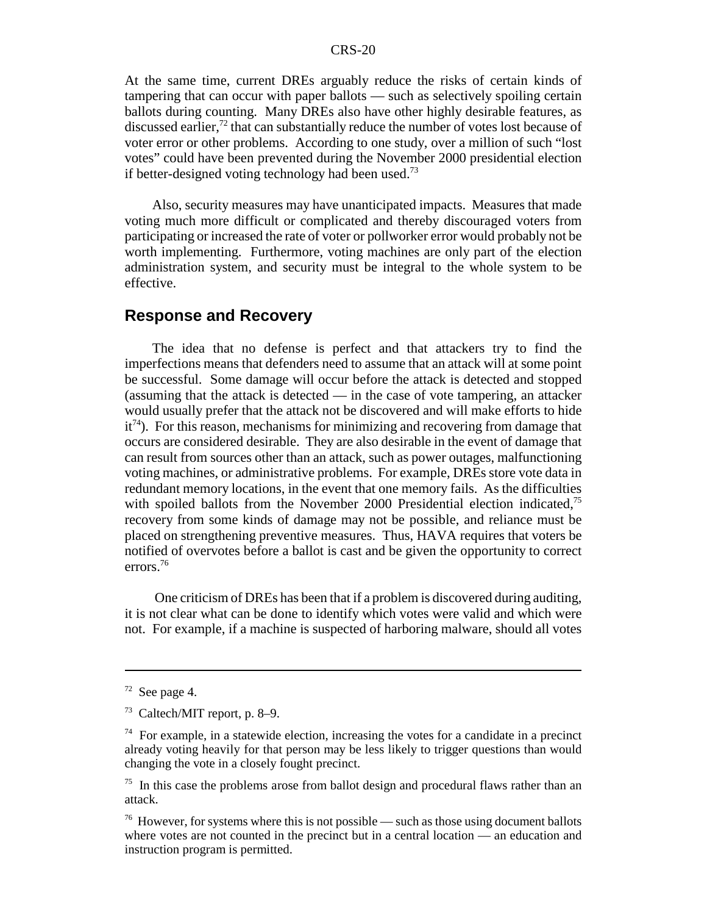At the same time, current DREs arguably reduce the risks of certain kinds of tampering that can occur with paper ballots — such as selectively spoiling certain ballots during counting. Many DREs also have other highly desirable features, as discussed earlier,[72] that can substantially reduce the number of votes lost because of voter error or other problems. According to one study, over a million of such "lost votes" could have been prevented during the November 2000 presidential election if better-designed voting technology had been used.[73]

Also, security measures may have unanticipated impacts. Measures that made voting much more difficult or complicated and thereby discouraged voters from participating or increased the rate of voter or pollworker error would probably not be worth implementing. Furthermore, voting machines are only part of the election administration system, and security must be integral to the whole system to be effective.

## Response and Recovery

The idea that no defense is perfect and that attackers try to find the imperfections means that defenders need to assume that an attack will at some point be successful. Some damage will occur before the attack is detected and stopped (assuming that the attack is detected — in the case of vote tampering, an attacker would usually prefer that the attack not be discovered and will make efforts to hide it[74]). For this reason, mechanisms for minimizing and recovering from damage that occurs are considered desirable. They are also desirable in the event of damage that can result from sources other than an attack, such as power outages, malfunctioning voting machines, or administrative problems. For example, DREs store vote data in redundant memory locations, in the event that one memory fails. As the difficulties with spoiled ballots from the November 2000 Presidential election indicated,[75] recovery from some kinds of damage may not be possible, and reliance must be placed on strengthening preventive measures. Thus, HAVA requires that voters be notified of overvotes before a ballot is cast and be given the opportunity to correct errors.[76]

One criticism of DREs has been that if a problem is discovered during auditing, it is not clear what can be done to identify which votes were valid and which were not. For example, if a machine is suspected of harboring malware, should all votes

---

[72] See page 4.

[73] Caltech/MIT report, p. 8–9.

[74] For example, in a statewide election, increasing the votes for a candidate in a precinct already voting heavily for that person may be less likely to trigger questions than would changing the vote in a closely fought precinct.

[75] In this case the problems arose from ballot design and procedural flaws rather than an attack.

[76] However, for systems where this is not possible — such as those using document ballots where votes are not counted in the precinct but in a central location — an education and instruction program is permitted.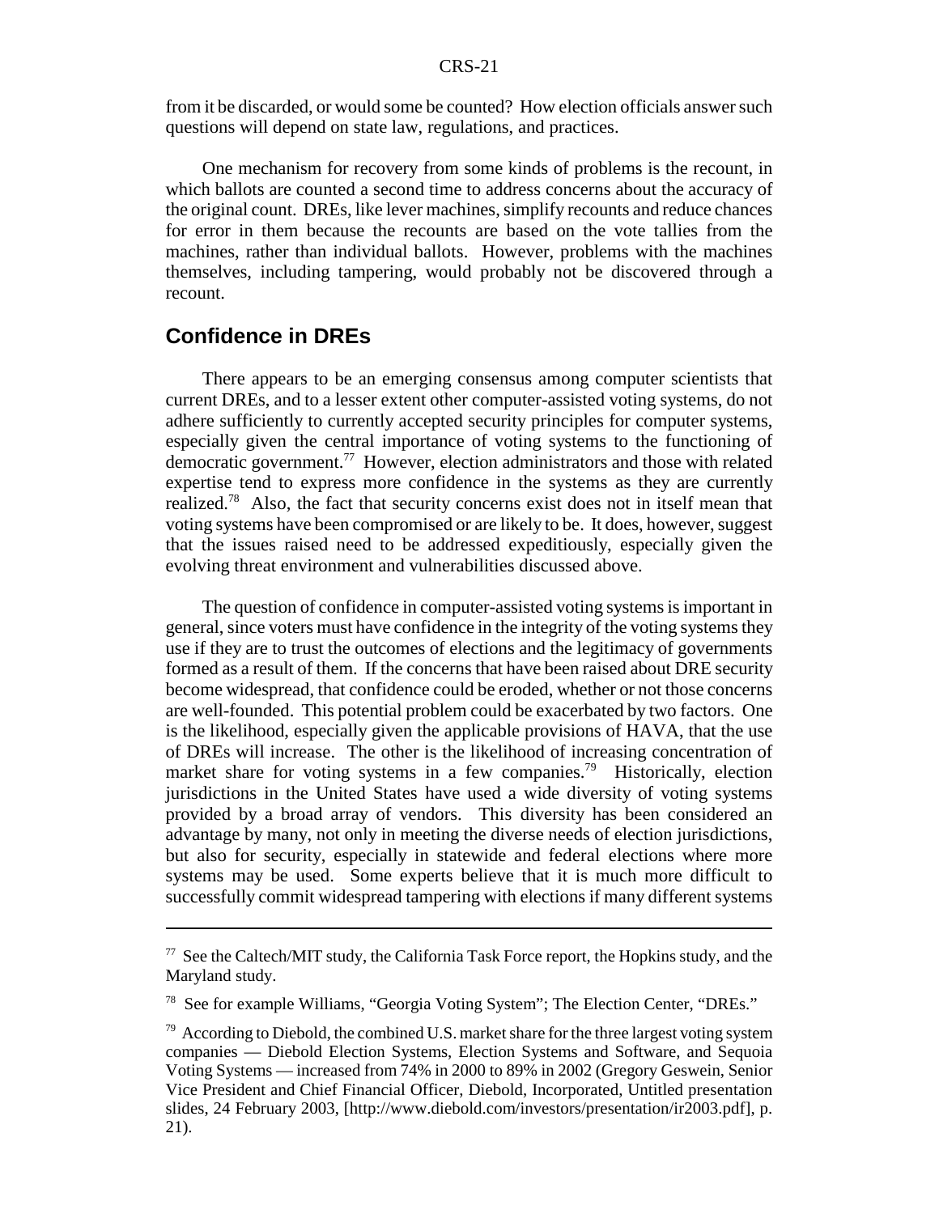from it be discarded, or would some be counted? How election officials answer such questions will depend on state law, regulations, and practices.

One mechanism for recovery from some kinds of problems is the recount, in which ballots are counted a second time to address concerns about the accuracy of the original count. DREs, like lever machines, simplify recounts and reduce chances for error in them because the recounts are based on the vote tallies from the machines, rather than individual ballots. However, problems with the machines themselves, including tampering, would probably not be discovered through a recount.

## Confidence in DREs

There appears to be an emerging consensus among computer scientists that current DREs, and to a lesser extent other computer-assisted voting systems, do not adhere sufficiently to currently accepted security principles for computer systems, especially given the central importance of voting systems to the functioning of democratic government.[77] However, election administrators and those with related expertise tend to express more confidence in the systems as they are currently realized.[78] Also, the fact that security concerns exist does not in itself mean that voting systems have been compromised or are likely to be. It does, however, suggest that the issues raised need to be addressed expeditiously, especially given the evolving threat environment and vulnerabilities discussed above.

The question of confidence in computer-assisted voting systems is important in general, since voters must have confidence in the integrity of the voting systems they use if they are to trust the outcomes of elections and the legitimacy of governments formed as a result of them. If the concerns that have been raised about DRE security become widespread, that confidence could be eroded, whether or not those concerns are well-founded. This potential problem could be exacerbated by two factors. One is the likelihood, especially given the applicable provisions of HAVA, that the use of DREs will increase. The other is the likelihood of increasing concentration of market share for voting systems in a few companies.[79] Historically, election jurisdictions in the United States have used a wide diversity of voting systems provided by a broad array of vendors. This diversity has been considered an advantage by many, not only in meeting the diverse needs of election jurisdictions, but also for security, especially in statewide and federal elections where more systems may be used. Some experts believe that it is much more difficult to successfully commit widespread tampering with elections if many different systems

---

[77] See the Caltech/MIT study, the California Task Force report, the Hopkins study, and the Maryland study.

[78] See for example Williams, "Georgia Voting System"; The Election Center, "DREs."

[79] According to Diebold, the combined U.S. market share for the three largest voting system companies — Diebold Election Systems, Election Systems and Software, and Sequoia Voting Systems — increased from 74% in 2000 to 89% in 2002 (Gregory Geswein, Senior Vice President and Chief Financial Officer, Diebold, Incorporated, Untitled presentation slides, 24 February 2003, [http://www.diebold.com/investors/presentation/ir2003.pdf], p. 21).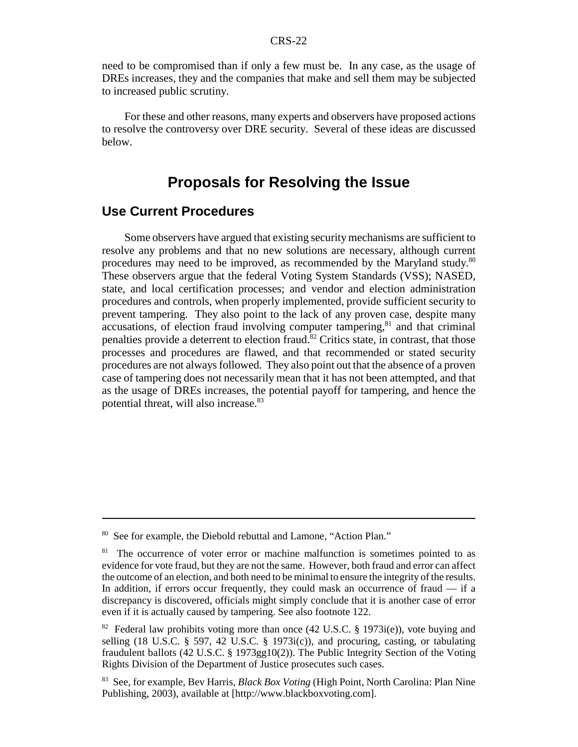need to be compromised than if only a few must be. In any case, as the usage of DREs increases, they and the companies that make and sell them may be subjected to increased public scrutiny.

For these and other reasons, many experts and observers have proposed actions to resolve the controversy over DRE security. Several of these ideas are discussed below.

# Proposals for Resolving the Issue

## Use Current Procedures

Some observers have argued that existing security mechanisms are sufficient to resolve any problems and that no new solutions are necessary, although current procedures may need to be improved, as recommended by the Maryland study.[80] These observers argue that the federal Voting System Standards (VSS); NASED, state, and local certification processes; and vendor and election administration procedures and controls, when properly implemented, provide sufficient security to prevent tampering. They also point to the lack of any proven case, despite many accusations, of election fraud involving computer tampering,[81] and that criminal penalties provide a deterrent to election fraud.[82] Critics state, in contrast, that those processes and procedures are flawed, and that recommended or stated security procedures are not always followed. They also point out that the absence of a proven case of tampering does not necessarily mean that it has not been attempted, and that as the usage of DREs increases, the potential payoff for tampering, and hence the potential threat, will also increase.[83]

---

[80] See for example, the Diebold rebuttal and Lamone, "Action Plan."

[81] The occurrence of voter error or machine malfunction is sometimes pointed to as evidence for vote fraud, but they are not the same. However, both fraud and error can affect the outcome of an election, and both need to be minimal to ensure the integrity of the results. In addition, if errors occur frequently, they could mask an occurrence of fraud — if a discrepancy is discovered, officials might simply conclude that it is another case of error even if it is actually caused by tampering. See also footnote 122.

[82] Federal law prohibits voting more than once (42 U.S.C. § 1973i(e)), vote buying and selling (18 U.S.C. § 597, 42 U.S.C. § 1973i(c)), and procuring, casting, or tabulating fraudulent ballots (42 U.S.C. § 1973gg10(2)). The Public Integrity Section of the Voting Rights Division of the Department of Justice prosecutes such cases.

[83] See, for example, Bev Harris, *Black Box Voting* (High Point, North Carolina: Plan Nine Publishing, 2003), available at [http://www.blackboxvoting.com].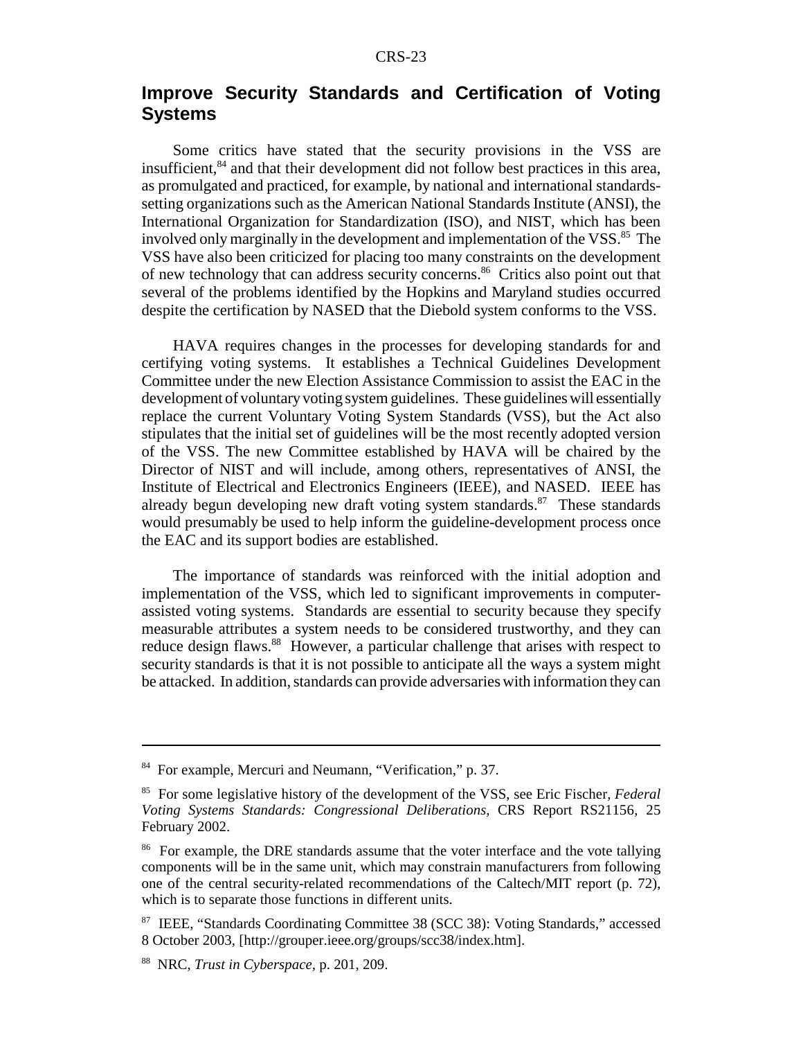## Improve Security Standards and Certification of Voting Systems

Some critics have stated that the security provisions in the VSS are insufficient,[84] and that their development did not follow best practices in this area, as promulgated and practiced, for example, by national and international standards-setting organizations such as the American National Standards Institute (ANSI), the International Organization for Standardization (ISO), and NIST, which has been involved only marginally in the development and implementation of the VSS.[85] The VSS have also been criticized for placing too many constraints on the development of new technology that can address security concerns.[86] Critics also point out that several of the problems identified by the Hopkins and Maryland studies occurred despite the certification by NASED that the Diebold system conforms to the VSS.

HAVA requires changes in the processes for developing standards for and certifying voting systems. It establishes a Technical Guidelines Development Committee under the new Election Assistance Commission to assist the EAC in the development of voluntary voting system guidelines. These guidelines will essentially replace the current Voluntary Voting System Standards (VSS), but the Act also stipulates that the initial set of guidelines will be the most recently adopted version of the VSS. The new Committee established by HAVA will be chaired by the Director of NIST and will include, among others, representatives of ANSI, the Institute of Electrical and Electronics Engineers (IEEE), and NASED. IEEE has already begun developing new draft voting system standards.[87] These standards would presumably be used to help inform the guideline-development process once the EAC and its support bodies are established.

The importance of standards was reinforced with the initial adoption and implementation of the VSS, which led to significant improvements in computer-assisted voting systems. Standards are essential to security because they specify measurable attributes a system needs to be considered trustworthy, and they can reduce design flaws.[88] However, a particular challenge that arises with respect to security standards is that it is not possible to anticipate all the ways a system might be attacked. In addition, standards can provide adversaries with information they can

---

[84] For example, Mercuri and Neumann, "Verification," p. 37.

[85] For some legislative history of the development of the VSS, see Eric Fischer, *Federal Voting Systems Standards: Congressional Deliberations,* CRS Report RS21156, 25 February 2002.

[86] For example, the DRE standards assume that the voter interface and the vote tallying components will be in the same unit, which may constrain manufacturers from following one of the central security-related recommendations of the Caltech/MIT report (p. 72), which is to separate those functions in different units.

[87] IEEE, "Standards Coordinating Committee 38 (SCC 38): Voting Standards," accessed 8 October 2003, [http://grouper.ieee.org/groups/scc38/index.htm].

[88] NRC, *Trust in Cyberspace*, p. 201, 209.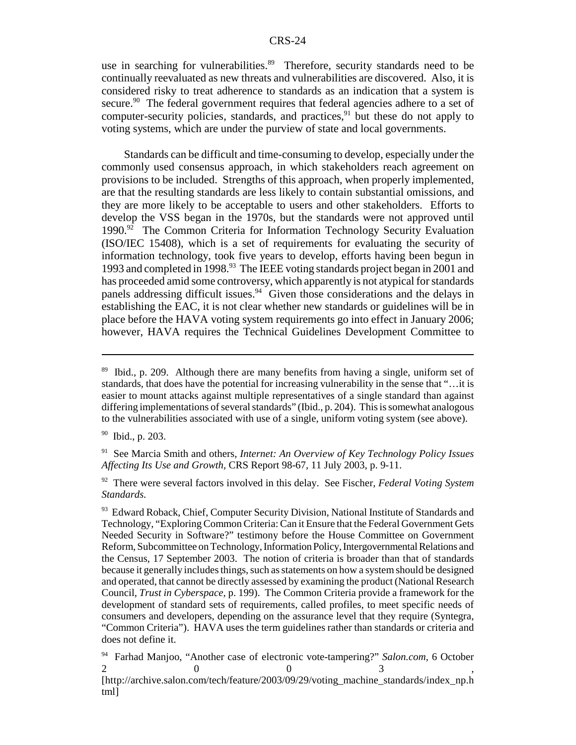use in searching for vulnerabilities.[89] Therefore, security standards need to be continually reevaluated as new threats and vulnerabilities are discovered. Also, it is considered risky to treat adherence to standards as an indication that a system is secure.[90] The federal government requires that federal agencies adhere to a set of computer-security policies, standards, and practices,[91] but these do not apply to voting systems, which are under the purview of state and local governments.

Standards can be difficult and time-consuming to develop, especially under the commonly used consensus approach, in which stakeholders reach agreement on provisions to be included. Strengths of this approach, when properly implemented, are that the resulting standards are less likely to contain substantial omissions, and they are more likely to be acceptable to users and other stakeholders. Efforts to develop the VSS began in the 1970s, but the standards were not approved until 1990.[92] The Common Criteria for Information Technology Security Evaluation (ISO/IEC 15408), which is a set of requirements for evaluating the security of information technology, took five years to develop, efforts having been begun in 1993 and completed in 1998.[93] The IEEE voting standards project began in 2001 and has proceeded amid some controversy, which apparently is not atypical for standards panels addressing difficult issues.[94] Given those considerations and the delays in establishing the EAC, it is not clear whether new standards or guidelines will be in place before the HAVA voting system requirements go into effect in January 2006; however, HAVA requires the Technical Guidelines Development Committee to

---

[89] Ibid., p. 209. Although there are many benefits from having a single, uniform set of standards, that does have the potential for increasing vulnerability in the sense that "…it is easier to mount attacks against multiple representatives of a single standard than against differing implementations of several standards" (Ibid., p. 204). This is somewhat analogous to the vulnerabilities associated with use of a single, uniform voting system (see above).

[90] Ibid., p. 203.

[91] See Marcia Smith and others, *Internet: An Overview of Key Technology Policy Issues Affecting Its Use and Growth*, CRS Report 98-67, 11 July 2003, p. 9-11.

[92] There were several factors involved in this delay. See Fischer, *Federal Voting System Standards*.

[93] Edward Roback, Chief, Computer Security Division, National Institute of Standards and Technology, "Exploring Common Criteria: Can it Ensure that the Federal Government Gets Needed Security in Software?" testimony before the House Committee on Government Reform, Subcommittee on Technology, Information Policy, Intergovernmental Relations and the Census, 17 September 2003. The notion of criteria is broader than that of standards because it generally includes things, such as statements on how a system should be designed and operated, that cannot be directly assessed by examining the product (National Research Council, *Trust in Cyberspace*, p. 199). The Common Criteria provide a framework for the development of standard sets of requirements, called profiles, to meet specific needs of consumers and developers, depending on the assurance level that they require (Syntegra, "Common Criteria"). HAVA uses the term guidelines rather than standards or criteria and does not define it.

[94] Farhad Manjoo, "Another case of electronic vote-tampering?" *Salon.com*, 6 October 2003, [http://archive.salon.com/tech/feature/2003/09/29/voting_machine_standards/index_np.html]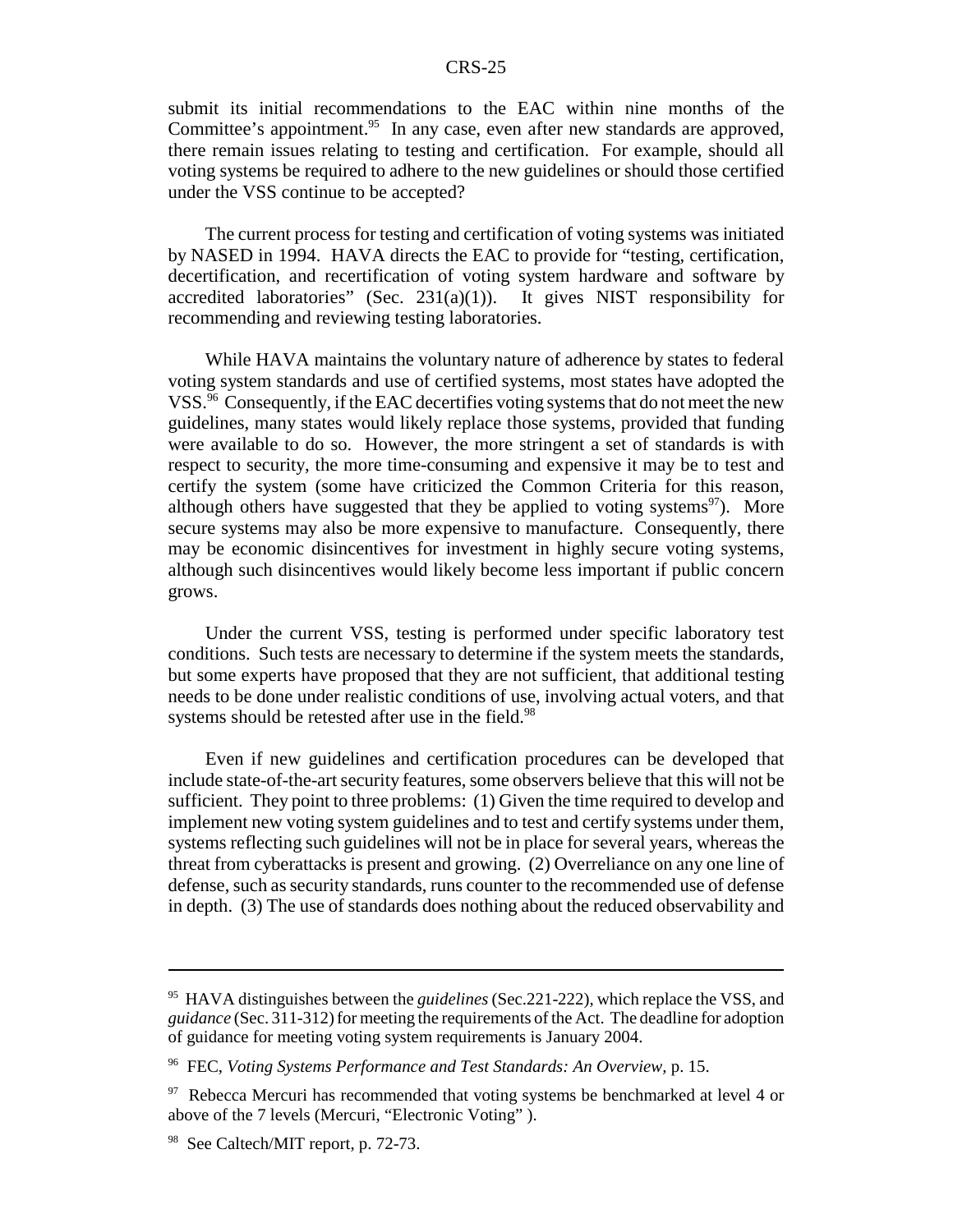submit its initial recommendations to the EAC within nine months of the Committee's appointment.[95] In any case, even after new standards are approved, there remain issues relating to testing and certification. For example, should all voting systems be required to adhere to the new guidelines or should those certified under the VSS continue to be accepted?

The current process for testing and certification of voting systems was initiated by NASED in 1994. HAVA directs the EAC to provide for "testing, certification, decertification, and recertification of voting system hardware and software by accredited laboratories" (Sec. 231(a)(1)). It gives NIST responsibility for recommending and reviewing testing laboratories.

While HAVA maintains the voluntary nature of adherence by states to federal voting system standards and use of certified systems, most states have adopted the VSS.[96] Consequently, if the EAC decertifies voting systems that do not meet the new guidelines, many states would likely replace those systems, provided that funding were available to do so. However, the more stringent a set of standards is with respect to security, the more time-consuming and expensive it may be to test and certify the system (some have criticized the Common Criteria for this reason, although others have suggested that they be applied to voting systems[97]). More secure systems may also be more expensive to manufacture. Consequently, there may be economic disincentives for investment in highly secure voting systems, although such disincentives would likely become less important if public concern grows.

Under the current VSS, testing is performed under specific laboratory test conditions. Such tests are necessary to determine if the system meets the standards, but some experts have proposed that they are not sufficient, that additional testing needs to be done under realistic conditions of use, involving actual voters, and that systems should be retested after use in the field.[98]

Even if new guidelines and certification procedures can be developed that include state-of-the-art security features, some observers believe that this will not be sufficient. They point to three problems: (1) Given the time required to develop and implement new voting system guidelines and to test and certify systems under them, systems reflecting such guidelines will not be in place for several years, whereas the threat from cyberattacks is present and growing. (2) Overreliance on any one line of defense, such as security standards, runs counter to the recommended use of defense in depth. (3) The use of standards does nothing about the reduced observability and

---

[95] HAVA distinguishes between the *guidelines* (Sec.221-222), which replace the VSS, and *guidance* (Sec. 311-312) for meeting the requirements of the Act. The deadline for adoption of guidance for meeting voting system requirements is January 2004.

[96] FEC, *Voting Systems Performance and Test Standards: An Overview*, p. 15.

[97] Rebecca Mercuri has recommended that voting systems be benchmarked at level 4 or above of the 7 levels (Mercuri, "Electronic Voting" ).

[98] See Caltech/MIT report, p. 72-73.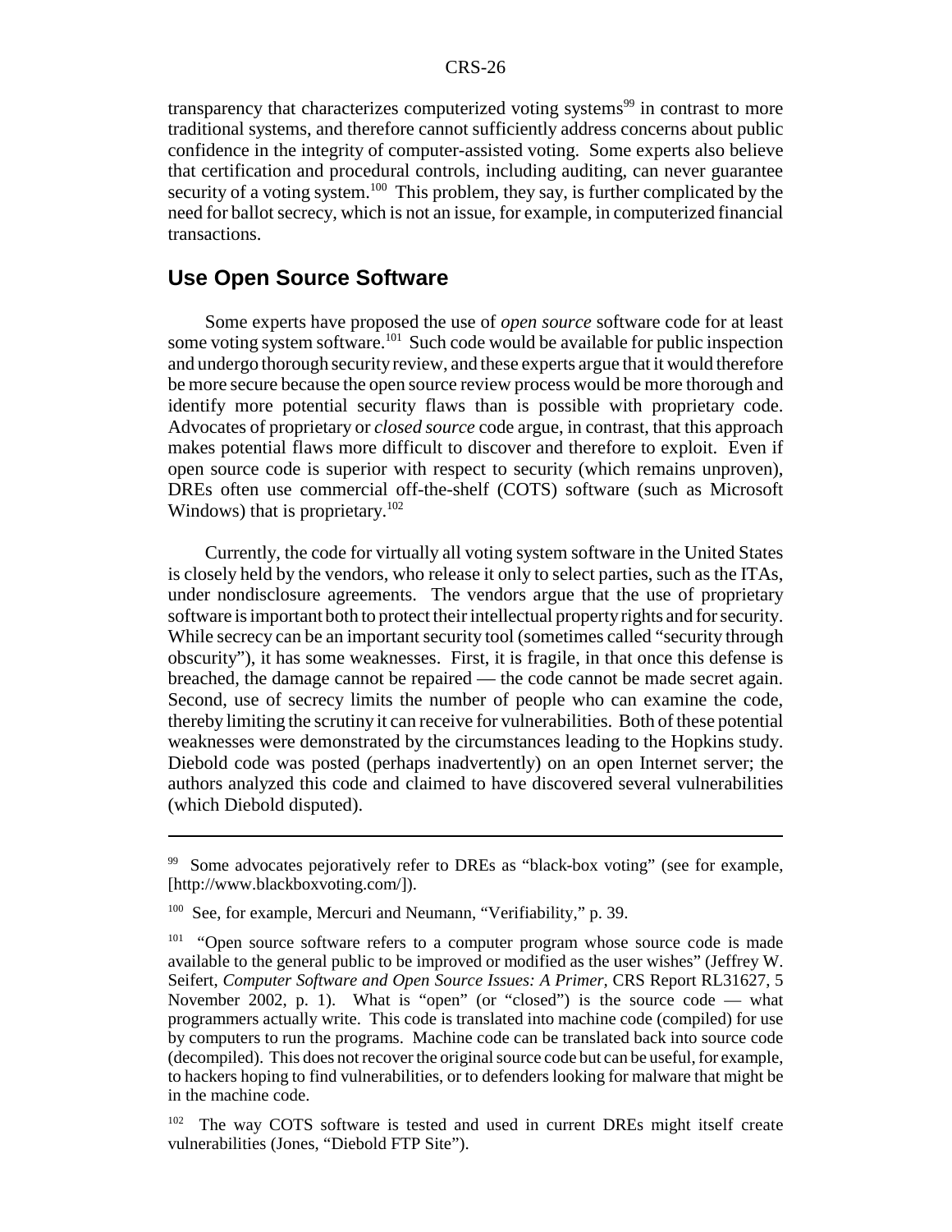transparency that characterizes computerized voting systems[99] in contrast to more traditional systems, and therefore cannot sufficiently address concerns about public confidence in the integrity of computer-assisted voting. Some experts also believe that certification and procedural controls, including auditing, can never guarantee security of a voting system.[100] This problem, they say, is further complicated by the need for ballot secrecy, which is not an issue, for example, in computerized financial transactions.

## Use Open Source Software

Some experts have proposed the use of *open source* software code for at least some voting system software.[101] Such code would be available for public inspection and undergo thorough security review, and these experts argue that it would therefore be more secure because the open source review process would be more thorough and identify more potential security flaws than is possible with proprietary code. Advocates of proprietary or *closed source* code argue, in contrast, that this approach makes potential flaws more difficult to discover and therefore to exploit. Even if open source code is superior with respect to security (which remains unproven), DREs often use commercial off-the-shelf (COTS) software (such as Microsoft Windows) that is proprietary.[102]

Currently, the code for virtually all voting system software in the United States is closely held by the vendors, who release it only to select parties, such as the ITAs, under nondisclosure agreements. The vendors argue that the use of proprietary software is important both to protect their intellectual property rights and for security. While secrecy can be an important security tool (sometimes called "security through obscurity"), it has some weaknesses. First, it is fragile, in that once this defense is breached, the damage cannot be repaired — the code cannot be made secret again. Second, use of secrecy limits the number of people who can examine the code, thereby limiting the scrutiny it can receive for vulnerabilities. Both of these potential weaknesses were demonstrated by the circumstances leading to the Hopkins study. Diebold code was posted (perhaps inadvertently) on an open Internet server; the authors analyzed this code and claimed to have discovered several vulnerabilities (which Diebold disputed).

---

[99] Some advocates pejoratively refer to DREs as "black-box voting" (see for example, [http://www.blackboxvoting.com/]).

[100] See, for example, Mercuri and Neumann, "Verifiability," p. 39.

[101] "Open source software refers to a computer program whose source code is made available to the general public to be improved or modified as the user wishes" (Jeffrey W. Seifert, *Computer Software and Open Source Issues: A Primer,* CRS Report RL31627, 5 November 2002, p. 1). What is "open" (or "closed") is the source code — what programmers actually write. This code is translated into machine code (compiled) for use by computers to run the programs. Machine code can be translated back into source code (decompiled). This does not recover the original source code but can be useful, for example, to hackers hoping to find vulnerabilities, or to defenders looking for malware that might be in the machine code.

[102] The way COTS software is tested and used in current DREs might itself create vulnerabilities (Jones, "Diebold FTP Site").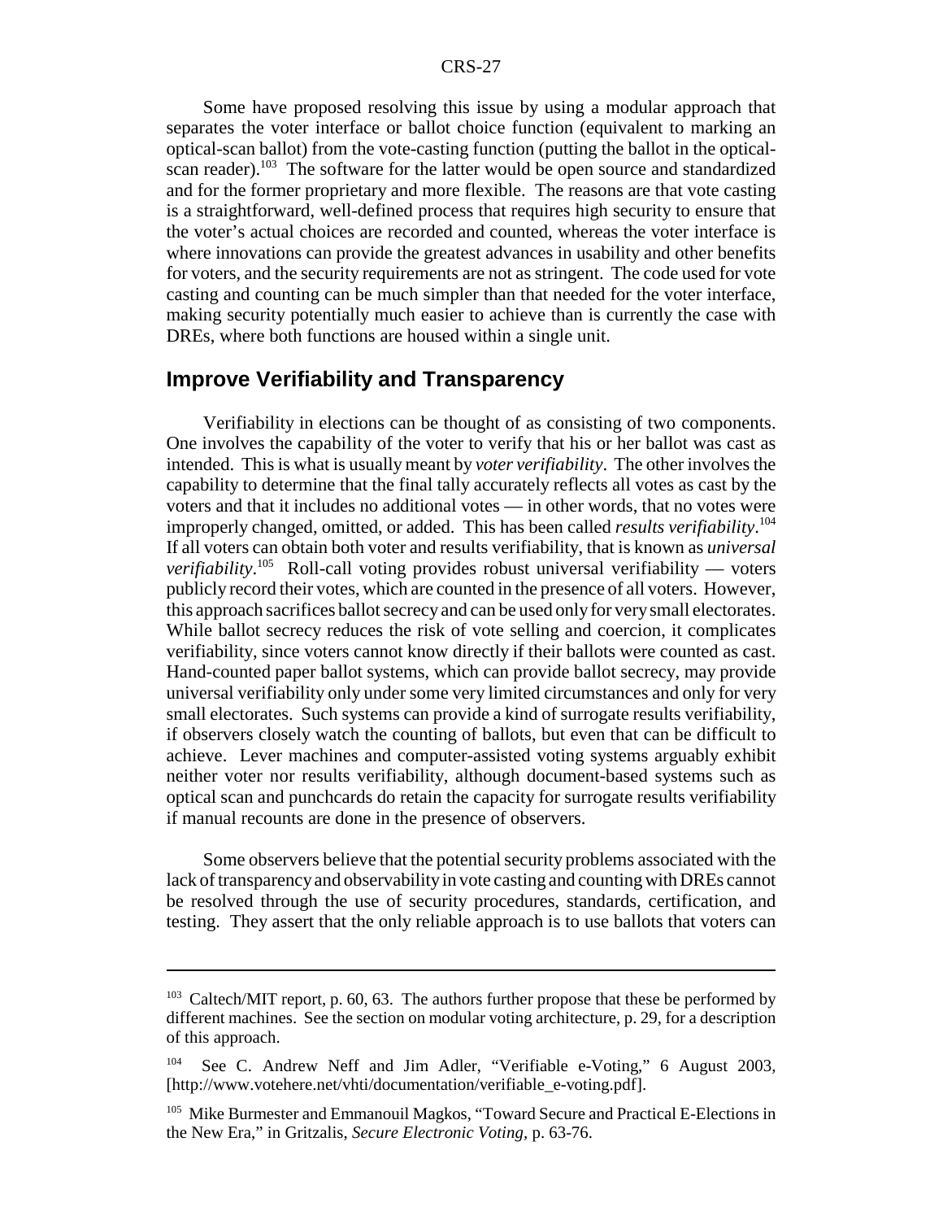Some have proposed resolving this issue by using a modular approach that separates the voter interface or ballot choice function (equivalent to marking an optical-scan ballot) from the vote-casting function (putting the ballot in the optical-scan reader).[103] The software for the latter would be open source and standardized and for the former proprietary and more flexible. The reasons are that vote casting is a straightforward, well-defined process that requires high security to ensure that the voter's actual choices are recorded and counted, whereas the voter interface is where innovations can provide the greatest advances in usability and other benefits for voters, and the security requirements are not as stringent. The code used for vote casting and counting can be much simpler than that needed for the voter interface, making security potentially much easier to achieve than is currently the case with DREs, where both functions are housed within a single unit.

## Improve Verifiability and Transparency

Verifiability in elections can be thought of as consisting of two components. One involves the capability of the voter to verify that his or her ballot was cast as intended. This is what is usually meant by *voter verifiability*. The other involves the capability to determine that the final tally accurately reflects all votes as cast by the voters and that it includes no additional votes — in other words, that no votes were improperly changed, omitted, or added. This has been called *results verifiability*.[104] If all voters can obtain both voter and results verifiability, that is known as *universal verifiability*.[105] Roll-call voting provides robust universal verifiability — voters publicly record their votes, which are counted in the presence of all voters. However, this approach sacrifices ballot secrecy and can be used only for very small electorates. While ballot secrecy reduces the risk of vote selling and coercion, it complicates verifiability, since voters cannot know directly if their ballots were counted as cast. Hand-counted paper ballot systems, which can provide ballot secrecy, may provide universal verifiability only under some very limited circumstances and only for very small electorates. Such systems can provide a kind of surrogate results verifiability, if observers closely watch the counting of ballots, but even that can be difficult to achieve. Lever machines and computer-assisted voting systems arguably exhibit neither voter nor results verifiability, although document-based systems such as optical scan and punchcards do retain the capacity for surrogate results verifiability if manual recounts are done in the presence of observers.

Some observers believe that the potential security problems associated with the lack of transparency and observability in vote casting and counting with DREs cannot be resolved through the use of security procedures, standards, certification, and testing. They assert that the only reliable approach is to use ballots that voters can

---

[103] Caltech/MIT report, p. 60, 63. The authors further propose that these be performed by different machines. See the section on modular voting architecture, p. 29, for a description of this approach.

[104] See C. Andrew Neff and Jim Adler, "Verifiable e-Voting," 6 August 2003, [http://www.votehere.net/vhti/documentation/verifiable_e-voting.pdf].

[105] Mike Burmester and Emmanouil Magkos, "Toward Secure and Practical E-Elections in the New Era," in Gritzalis, *Secure Electronic Voting*, p. 63-76.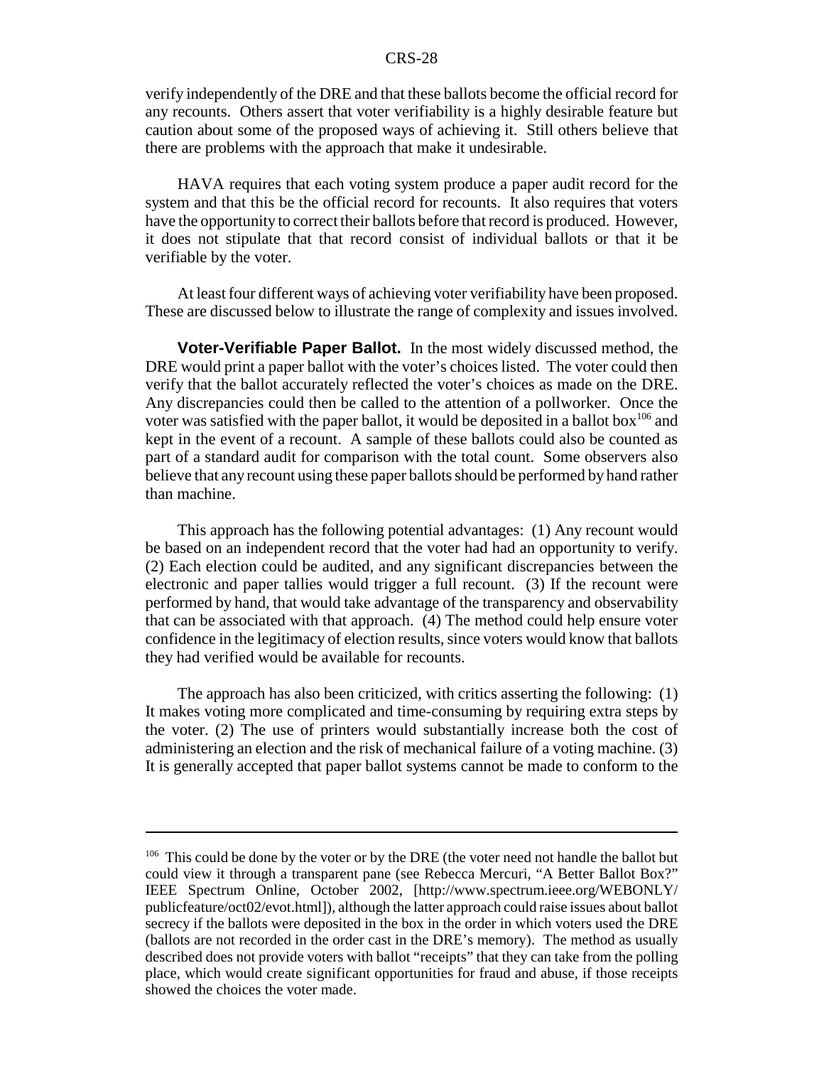verify independently of the DRE and that these ballots become the official record for any recounts. Others assert that voter verifiability is a highly desirable feature but caution about some of the proposed ways of achieving it. Still others believe that there are problems with the approach that make it undesirable.

HAVA requires that each voting system produce a paper audit record for the system and that this be the official record for recounts. It also requires that voters have the opportunity to correct their ballots before that record is produced. However, it does not stipulate that that record consist of individual ballots or that it be verifiable by the voter.

At least four different ways of achieving voter verifiability have been proposed. These are discussed below to illustrate the range of complexity and issues involved.

**Voter-Verifiable Paper Ballot.** In the most widely discussed method, the DRE would print a paper ballot with the voter's choices listed. The voter could then verify that the ballot accurately reflected the voter's choices as made on the DRE. Any discrepancies could then be called to the attention of a pollworker. Once the voter was satisfied with the paper ballot, it would be deposited in a ballot box[106] and kept in the event of a recount. A sample of these ballots could also be counted as part of a standard audit for comparison with the total count. Some observers also believe that any recount using these paper ballots should be performed by hand rather than machine.

This approach has the following potential advantages: (1) Any recount would be based on an independent record that the voter had had an opportunity to verify. (2) Each election could be audited, and any significant discrepancies between the electronic and paper tallies would trigger a full recount. (3) If the recount were performed by hand, that would take advantage of the transparency and observability that can be associated with that approach. (4) The method could help ensure voter confidence in the legitimacy of election results, since voters would know that ballots they had verified would be available for recounts.

The approach has also been criticized, with critics asserting the following: (1) It makes voting more complicated and time-consuming by requiring extra steps by the voter. (2) The use of printers would substantially increase both the cost of administering an election and the risk of mechanical failure of a voting machine. (3) It is generally accepted that paper ballot systems cannot be made to conform to the

---

[106] This could be done by the voter or by the DRE (the voter need not handle the ballot but could view it through a transparent pane (see Rebecca Mercuri, "A Better Ballot Box?" IEEE Spectrum Online, October 2002, [http://www.spectrum.ieee.org/WEBONLY/publicfeature/oct02/evot.html]), although the latter approach could raise issues about ballot secrecy if the ballots were deposited in the box in the order in which voters used the DRE (ballots are not recorded in the order cast in the DRE's memory). The method as usually described does not provide voters with ballot "receipts" that they can take from the polling place, which would create significant opportunities for fraud and abuse, if those receipts showed the choices the voter made.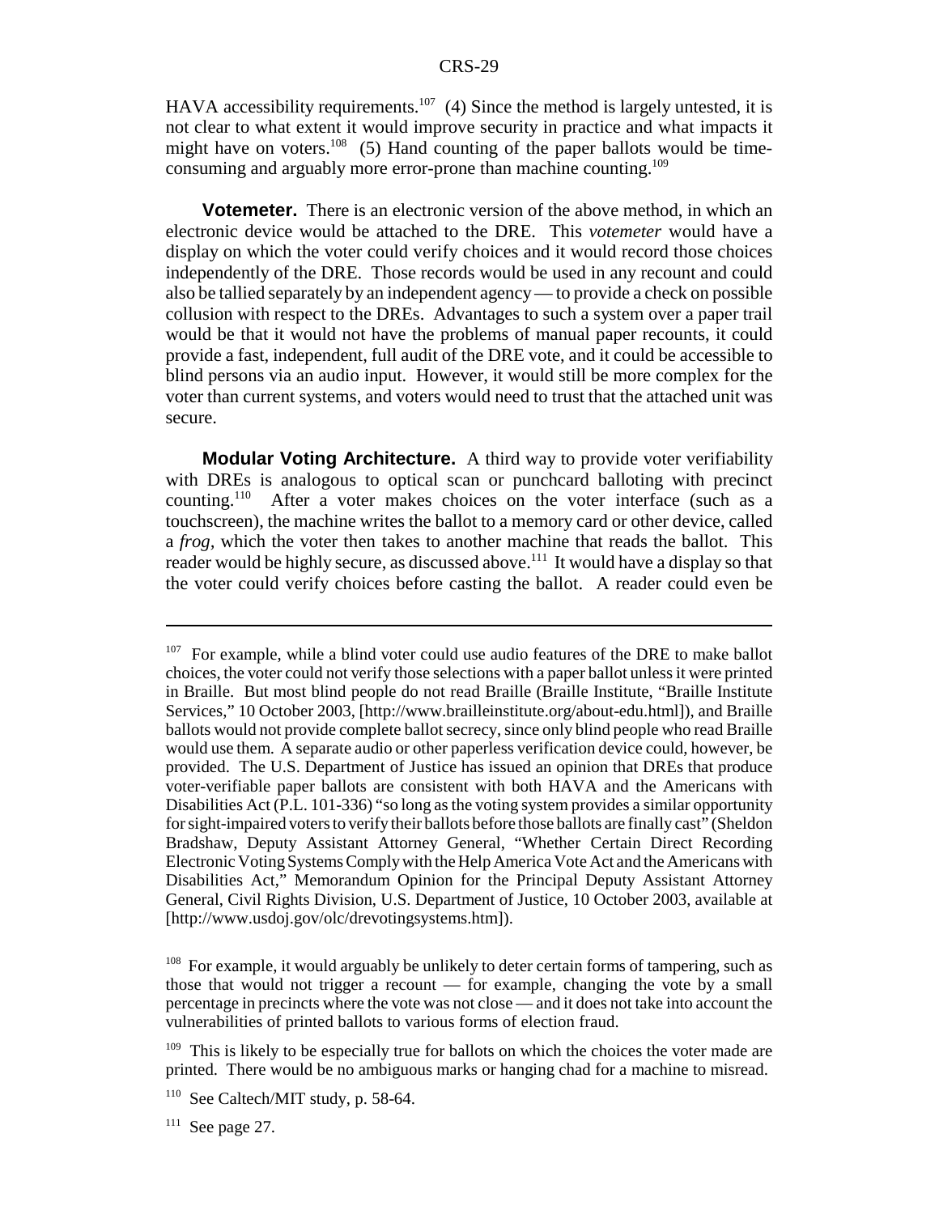HAVA accessibility requirements.[107] (4) Since the method is largely untested, it is not clear to what extent it would improve security in practice and what impacts it might have on voters.[108] (5) Hand counting of the paper ballots would be time-consuming and arguably more error-prone than machine counting.[109]

**Votemeter.** There is an electronic version of the above method, in which an electronic device would be attached to the DRE. This *votemeter* would have a display on which the voter could verify choices and it would record those choices independently of the DRE. Those records would be used in any recount and could also be tallied separately by an independent agency — to provide a check on possible collusion with respect to the DREs. Advantages to such a system over a paper trail would be that it would not have the problems of manual paper recounts, it could provide a fast, independent, full audit of the DRE vote, and it could be accessible to blind persons via an audio input. However, it would still be more complex for the voter than current systems, and voters would need to trust that the attached unit was secure.

**Modular Voting Architecture.** A third way to provide voter verifiability with DREs is analogous to optical scan or punchcard balloting with precinct counting.[110] After a voter makes choices on the voter interface (such as a touchscreen), the machine writes the ballot to a memory card or other device, called a *frog*, which the voter then takes to another machine that reads the ballot. This reader would be highly secure, as discussed above.[111] It would have a display so that the voter could verify choices before casting the ballot. A reader could even be

---

[107] For example, while a blind voter could use audio features of the DRE to make ballot choices, the voter could not verify those selections with a paper ballot unless it were printed in Braille. But most blind people do not read Braille (Braille Institute, "Braille Institute Services," 10 October 2003, [http://www.brailleinstitute.org/about-edu.html]), and Braille ballots would not provide complete ballot secrecy, since only blind people who read Braille would use them. A separate audio or other paperless verification device could, however, be provided. The U.S. Department of Justice has issued an opinion that DREs that produce voter-verifiable paper ballots are consistent with both HAVA and the Americans with Disabilities Act (P.L. 101-336) "so long as the voting system provides a similar opportunity for sight-impaired voters to verify their ballots before those ballots are finally cast" (Sheldon Bradshaw, Deputy Assistant Attorney General, "Whether Certain Direct Recording Electronic Voting Systems Comply with the Help America Vote Act and the Americans with Disabilities Act," Memorandum Opinion for the Principal Deputy Assistant Attorney General, Civil Rights Division, U.S. Department of Justice, 10 October 2003, available at [http://www.usdoj.gov/olc/drevotingsystems.htm]).

[108] For example, it would arguably be unlikely to deter certain forms of tampering, such as those that would not trigger a recount — for example, changing the vote by a small percentage in precincts where the vote was not close — and it does not take into account the vulnerabilities of printed ballots to various forms of election fraud.

[109] This is likely to be especially true for ballots on which the choices the voter made are printed. There would be no ambiguous marks or hanging chad for a machine to misread.

[110] See Caltech/MIT study, p. 58-64.

[111] See page 27.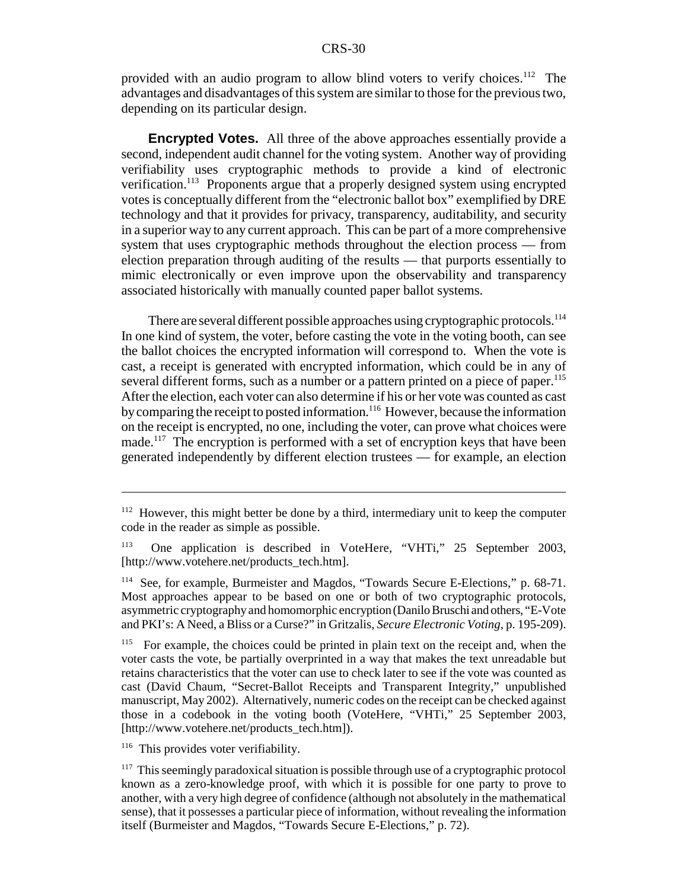provided with an audio program to allow blind voters to verify choices.[112] The advantages and disadvantages of this system are similar to those for the previous two, depending on its particular design.

**Encrypted Votes.** All three of the above approaches essentially provide a second, independent audit channel for the voting system. Another way of providing verifiability uses cryptographic methods to provide a kind of electronic verification.[113] Proponents argue that a properly designed system using encrypted votes is conceptually different from the "electronic ballot box" exemplified by DRE technology and that it provides for privacy, transparency, auditability, and security in a superior way to any current approach. This can be part of a more comprehensive system that uses cryptographic methods throughout the election process — from election preparation through auditing of the results — that purports essentially to mimic electronically or even improve upon the observability and transparency associated historically with manually counted paper ballot systems.

There are several different possible approaches using cryptographic protocols.[114] In one kind of system, the voter, before casting the vote in the voting booth, can see the ballot choices the encrypted information will correspond to. When the vote is cast, a receipt is generated with encrypted information, which could be in any of several different forms, such as a number or a pattern printed on a piece of paper.[115] After the election, each voter can also determine if his or her vote was counted as cast by comparing the receipt to posted information.[116] However, because the information on the receipt is encrypted, no one, including the voter, can prove what choices were made.[117] The encryption is performed with a set of encryption keys that have been generated independently by different election trustees — for example, an election

---

[112] However, this might better be done by a third, intermediary unit to keep the computer code in the reader as simple as possible.

[113] One application is described in VoteHere, "VHTi," 25 September 2003, [http://www.votehere.net/products_tech.htm].

[114] See, for example, Burmeister and Magdos, "Towards Secure E-Elections," p. 68-71. Most approaches appear to be based on one or both of two cryptographic protocols, asymmetric cryptography and homomorphic encryption (Danilo Bruschi and others, "E-Vote and PKI's: A Need, a Bliss or a Curse?" in Gritzalis, *Secure Electronic Voting*, p. 195-209).

[115] For example, the choices could be printed in plain text on the receipt and, when the voter casts the vote, be partially overprinted in a way that makes the text unreadable but retains characteristics that the voter can use to check later to see if the vote was counted as cast (David Chaum, "Secret-Ballot Receipts and Transparent Integrity," unpublished manuscript, May 2002). Alternatively, numeric codes on the receipt can be checked against those in a codebook in the voting booth (VoteHere, "VHTi," 25 September 2003, [http://www.votehere.net/products_tech.htm]).

[116] This provides voter verifiability.

[117] This seemingly paradoxical situation is possible through use of a cryptographic protocol known as a zero-knowledge proof, with which it is possible for one party to prove to another, with a very high degree of confidence (although not absolutely in the mathematical sense), that it possesses a particular piece of information, without revealing the information itself (Burmeister and Magdos, "Towards Secure E-Elections," p. 72).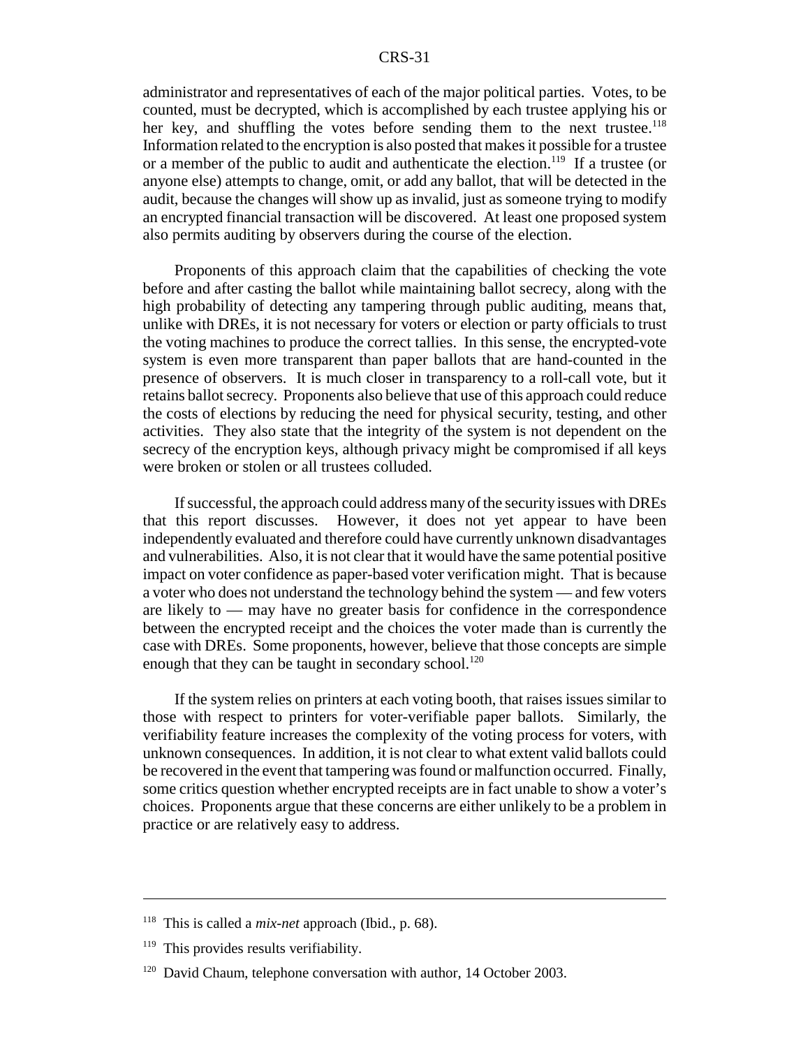administrator and representatives of each of the major political parties. Votes, to be counted, must be decrypted, which is accomplished by each trustee applying his or her key, and shuffling the votes before sending them to the next trustee.[118] Information related to the encryption is also posted that makes it possible for a trustee or a member of the public to audit and authenticate the election.[119] If a trustee (or anyone else) attempts to change, omit, or add any ballot, that will be detected in the audit, because the changes will show up as invalid, just as someone trying to modify an encrypted financial transaction will be discovered. At least one proposed system also permits auditing by observers during the course of the election.

Proponents of this approach claim that the capabilities of checking the vote before and after casting the ballot while maintaining ballot secrecy, along with the high probability of detecting any tampering through public auditing, means that, unlike with DREs, it is not necessary for voters or election or party officials to trust the voting machines to produce the correct tallies. In this sense, the encrypted-vote system is even more transparent than paper ballots that are hand-counted in the presence of observers. It is much closer in transparency to a roll-call vote, but it retains ballot secrecy. Proponents also believe that use of this approach could reduce the costs of elections by reducing the need for physical security, testing, and other activities. They also state that the integrity of the system is not dependent on the secrecy of the encryption keys, although privacy might be compromised if all keys were broken or stolen or all trustees colluded.

If successful, the approach could address many of the security issues with DREs that this report discusses. However, it does not yet appear to have been independently evaluated and therefore could have currently unknown disadvantages and vulnerabilities. Also, it is not clear that it would have the same potential positive impact on voter confidence as paper-based voter verification might. That is because a voter who does not understand the technology behind the system — and few voters are likely to — may have no greater basis for confidence in the correspondence between the encrypted receipt and the choices the voter made than is currently the case with DREs. Some proponents, however, believe that those concepts are simple enough that they can be taught in secondary school.[120]

If the system relies on printers at each voting booth, that raises issues similar to those with respect to printers for voter-verifiable paper ballots. Similarly, the verifiability feature increases the complexity of the voting process for voters, with unknown consequences. In addition, it is not clear to what extent valid ballots could be recovered in the event that tampering was found or malfunction occurred. Finally, some critics question whether encrypted receipts are in fact unable to show a voter's choices. Proponents argue that these concerns are either unlikely to be a problem in practice or are relatively easy to address.

---

[118] This is called a *mix-net* approach (Ibid., p. 68).

[119] This provides results verifiability.

[120] David Chaum, telephone conversation with author, 14 October 2003.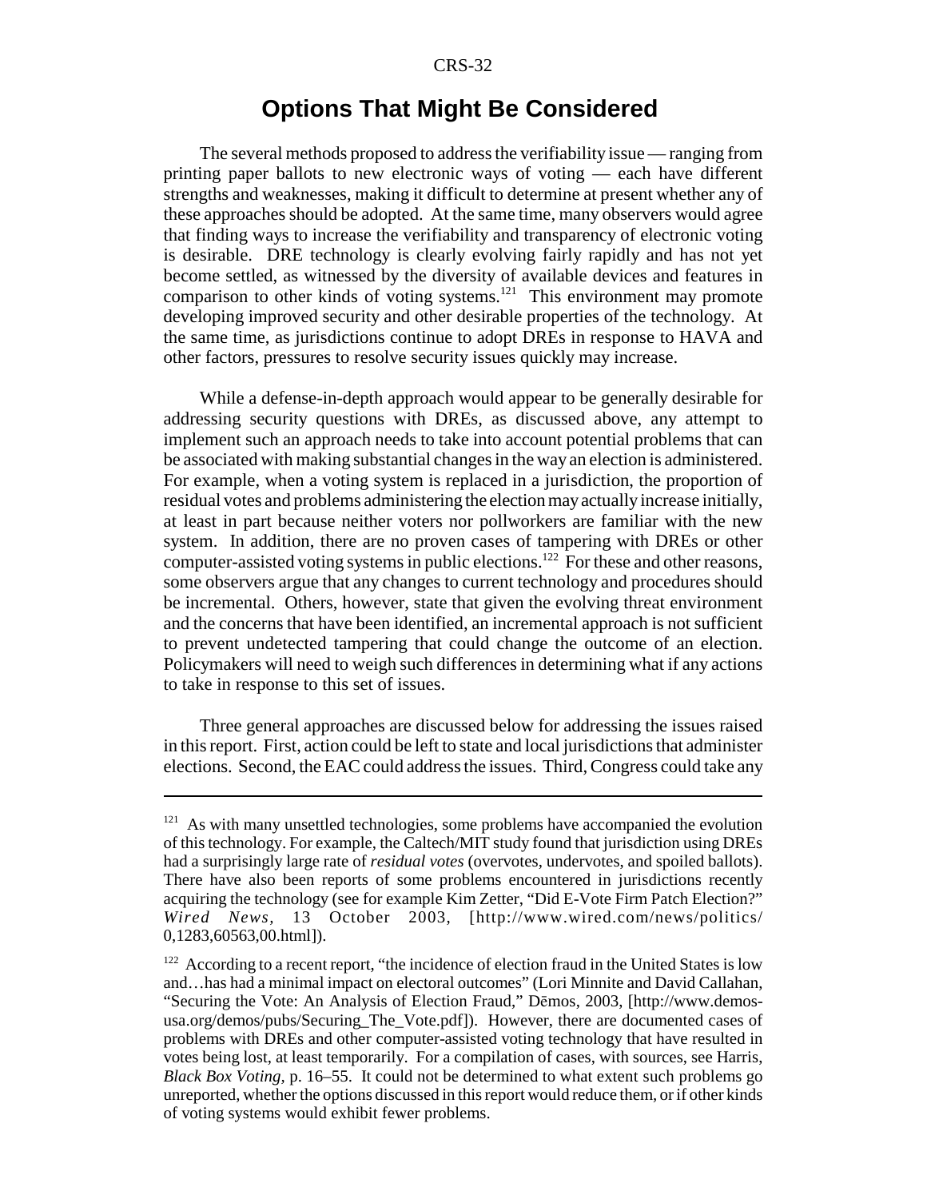## Options That Might Be Considered

The several methods proposed to address the verifiability issue — ranging from printing paper ballots to new electronic ways of voting — each have different strengths and weaknesses, making it difficult to determine at present whether any of these approaches should be adopted. At the same time, many observers would agree that finding ways to increase the verifiability and transparency of electronic voting is desirable. DRE technology is clearly evolving fairly rapidly and has not yet become settled, as witnessed by the diversity of available devices and features in comparison to other kinds of voting systems.[121] This environment may promote developing improved security and other desirable properties of the technology. At the same time, as jurisdictions continue to adopt DREs in response to HAVA and other factors, pressures to resolve security issues quickly may increase.

While a defense-in-depth approach would appear to be generally desirable for addressing security questions with DREs, as discussed above, any attempt to implement such an approach needs to take into account potential problems that can be associated with making substantial changes in the way an election is administered. For example, when a voting system is replaced in a jurisdiction, the proportion of residual votes and problems administering the election may actually increase initially, at least in part because neither voters nor pollworkers are familiar with the new system. In addition, there are no proven cases of tampering with DREs or other computer-assisted voting systems in public elections.[122] For these and other reasons, some observers argue that any changes to current technology and procedures should be incremental. Others, however, state that given the evolving threat environment and the concerns that have been identified, an incremental approach is not sufficient to prevent undetected tampering that could change the outcome of an election. Policymakers will need to weigh such differences in determining what if any actions to take in response to this set of issues.

Three general approaches are discussed below for addressing the issues raised in this report. First, action could be left to state and local jurisdictions that administer elections. Second, the EAC could address the issues. Third, Congress could take any

---

[121] As with many unsettled technologies, some problems have accompanied the evolution of this technology. For example, the Caltech/MIT study found that jurisdiction using DREs had a surprisingly large rate of *residual votes* (overvotes, undervotes, and spoiled ballots). There have also been reports of some problems encountered in jurisdictions recently acquiring the technology (see for example Kim Zetter, "Did E-Vote Firm Patch Election?" *Wired News*, 13 October 2003, [http://www.wired.com/news/politics/0,1283,60563,00.html]).

[122] According to a recent report, "the incidence of election fraud in the United States is low and…has had a minimal impact on electoral outcomes" (Lori Minnite and David Callahan, "Securing the Vote: An Analysis of Election Fraud," Dēmos, 2003, [http://www.demos-usa.org/demos/pubs/Securing_The_Vote.pdf]). However, there are documented cases of problems with DREs and other computer-assisted voting technology that have resulted in votes being lost, at least temporarily. For a compilation of cases, with sources, see Harris, *Black Box Voting*, p. 16–55. It could not be determined to what extent such problems go unreported, whether the options discussed in this report would reduce them, or if other kinds of voting systems would exhibit fewer problems.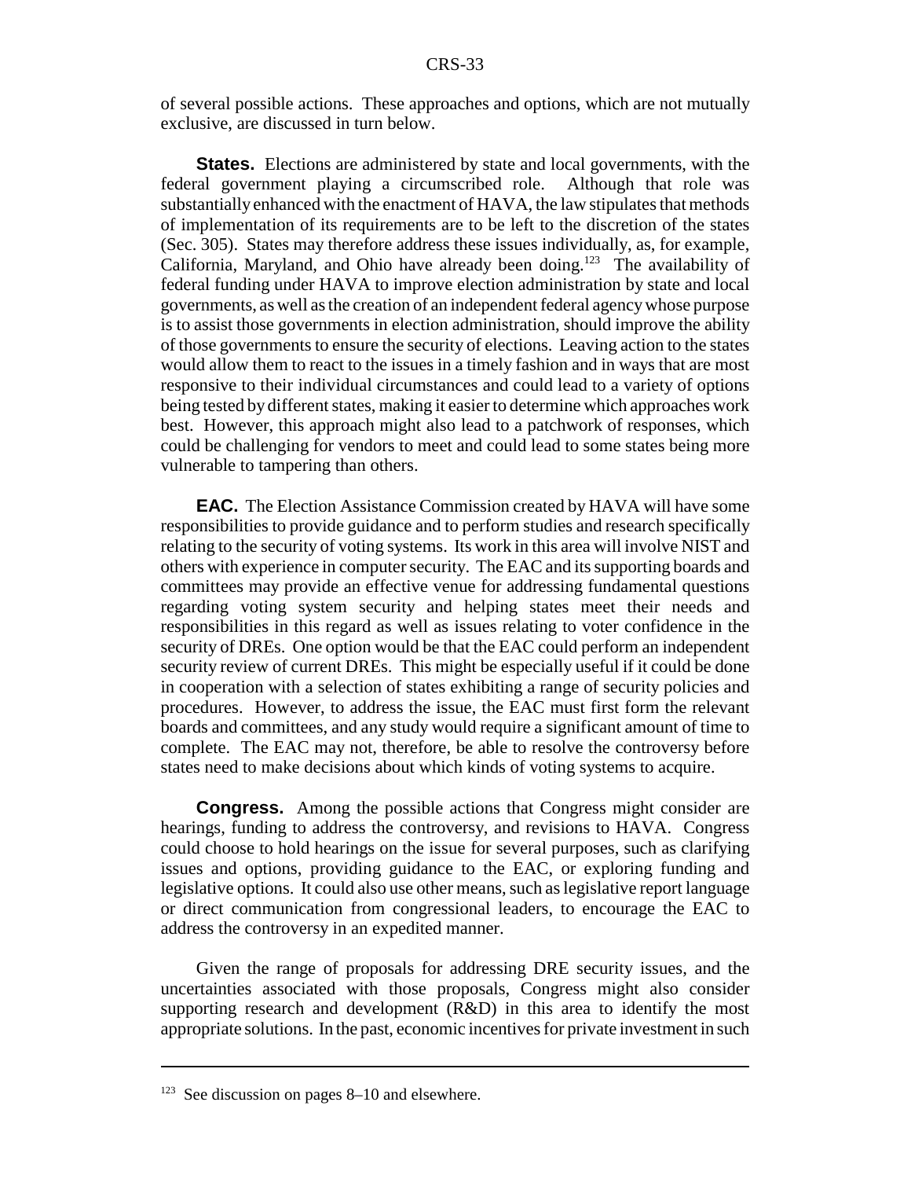of several possible actions. These approaches and options, which are not mutually exclusive, are discussed in turn below.

**States.** Elections are administered by state and local governments, with the federal government playing a circumscribed role. Although that role was substantially enhanced with the enactment of HAVA, the law stipulates that methods of implementation of its requirements are to be left to the discretion of the states (Sec. 305). States may therefore address these issues individually, as, for example, California, Maryland, and Ohio have already been doing.[123] The availability of federal funding under HAVA to improve election administration by state and local governments, as well as the creation of an independent federal agency whose purpose is to assist those governments in election administration, should improve the ability of those governments to ensure the security of elections. Leaving action to the states would allow them to react to the issues in a timely fashion and in ways that are most responsive to their individual circumstances and could lead to a variety of options being tested by different states, making it easier to determine which approaches work best. However, this approach might also lead to a patchwork of responses, which could be challenging for vendors to meet and could lead to some states being more vulnerable to tampering than others.

**EAC.** The Election Assistance Commission created by HAVA will have some responsibilities to provide guidance and to perform studies and research specifically relating to the security of voting systems. Its work in this area will involve NIST and others with experience in computer security. The EAC and its supporting boards and committees may provide an effective venue for addressing fundamental questions regarding voting system security and helping states meet their needs and responsibilities in this regard as well as issues relating to voter confidence in the security of DREs. One option would be that the EAC could perform an independent security review of current DREs. This might be especially useful if it could be done in cooperation with a selection of states exhibiting a range of security policies and procedures. However, to address the issue, the EAC must first form the relevant boards and committees, and any study would require a significant amount of time to complete. The EAC may not, therefore, be able to resolve the controversy before states need to make decisions about which kinds of voting systems to acquire.

**Congress.** Among the possible actions that Congress might consider are hearings, funding to address the controversy, and revisions to HAVA. Congress could choose to hold hearings on the issue for several purposes, such as clarifying issues and options, providing guidance to the EAC, or exploring funding and legislative options. It could also use other means, such as legislative report language or direct communication from congressional leaders, to encourage the EAC to address the controversy in an expedited manner.

Given the range of proposals for addressing DRE security issues, and the uncertainties associated with those proposals, Congress might also consider supporting research and development (R&D) in this area to identify the most appropriate solutions. In the past, economic incentives for private investment in such

---

[123] See discussion on pages 8–10 and elsewhere.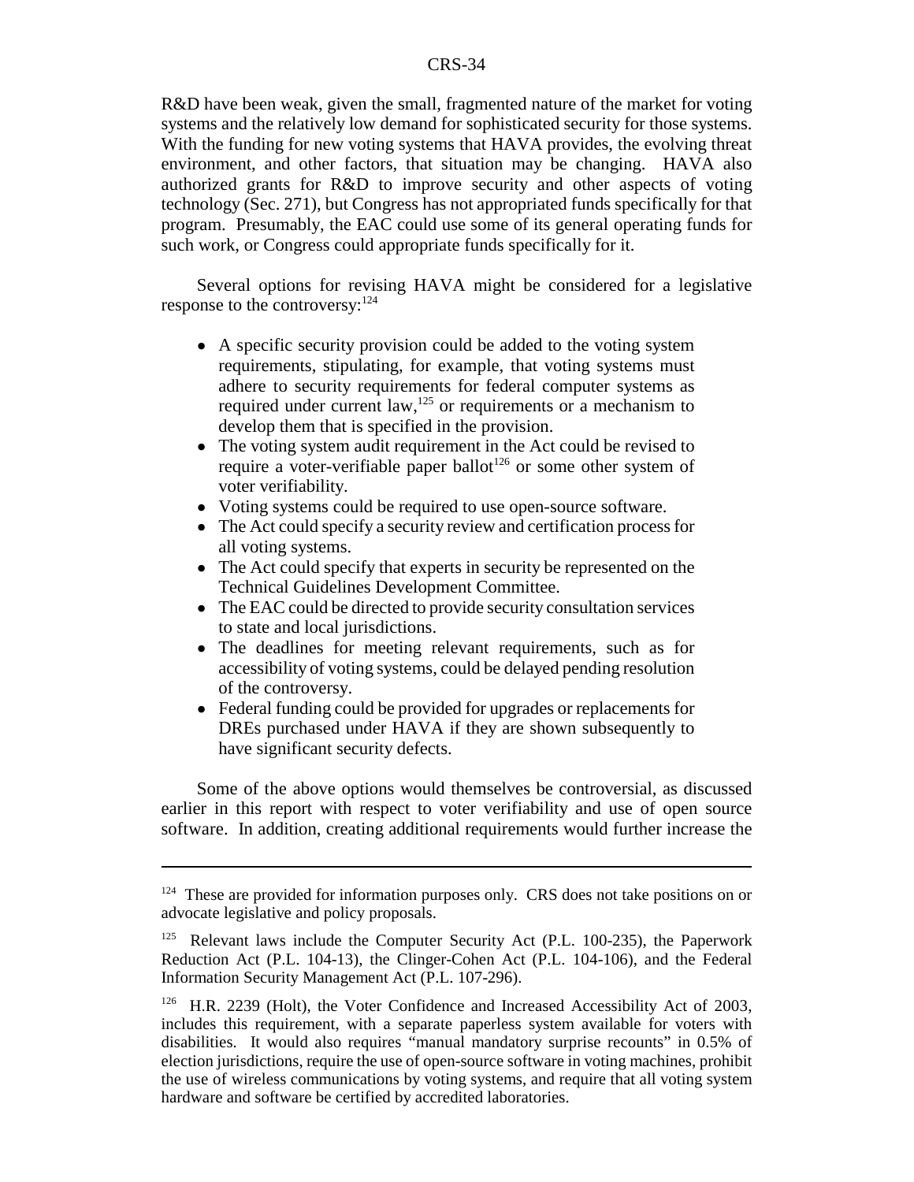R&D have been weak, given the small, fragmented nature of the market for voting systems and the relatively low demand for sophisticated security for those systems. With the funding for new voting systems that HAVA provides, the evolving threat environment, and other factors, that situation may be changing. HAVA also authorized grants for R&D to improve security and other aspects of voting technology (Sec. 271), but Congress has not appropriated funds specifically for that program. Presumably, the EAC could use some of its general operating funds for such work, or Congress could appropriate funds specifically for it.

Several options for revising HAVA might be considered for a legislative response to the controversy:[124]

- A specific security provision could be added to the voting system requirements, stipulating, for example, that voting systems must adhere to security requirements for federal computer systems as required under current law,[125] or requirements or a mechanism to develop them that is specified in the provision.
- The voting system audit requirement in the Act could be revised to require a voter-verifiable paper ballot[126] or some other system of voter verifiability.
- Voting systems could be required to use open-source software.
- The Act could specify a security review and certification process for all voting systems.
- The Act could specify that experts in security be represented on the Technical Guidelines Development Committee.
- The EAC could be directed to provide security consultation services to state and local jurisdictions.
- The deadlines for meeting relevant requirements, such as for accessibility of voting systems, could be delayed pending resolution of the controversy.
- Federal funding could be provided for upgrades or replacements for DREs purchased under HAVA if they are shown subsequently to have significant security defects.

Some of the above options would themselves be controversial, as discussed earlier in this report with respect to voter verifiability and use of open source software. In addition, creating additional requirements would further increase the

---

[124] These are provided for information purposes only. CRS does not take positions on or advocate legislative and policy proposals.

[125] Relevant laws include the Computer Security Act (P.L. 100-235), the Paperwork Reduction Act (P.L. 104-13), the Clinger-Cohen Act (P.L. 104-106), and the Federal Information Security Management Act (P.L. 107-296).

[126] H.R. 2239 (Holt), the Voter Confidence and Increased Accessibility Act of 2003, includes this requirement, with a separate paperless system available for voters with disabilities. It would also requires "manual mandatory surprise recounts" in 0.5% of election jurisdictions, require the use of open-source software in voting machines, prohibit the use of wireless communications by voting systems, and require that all voting system hardware and software be certified by accredited laboratories.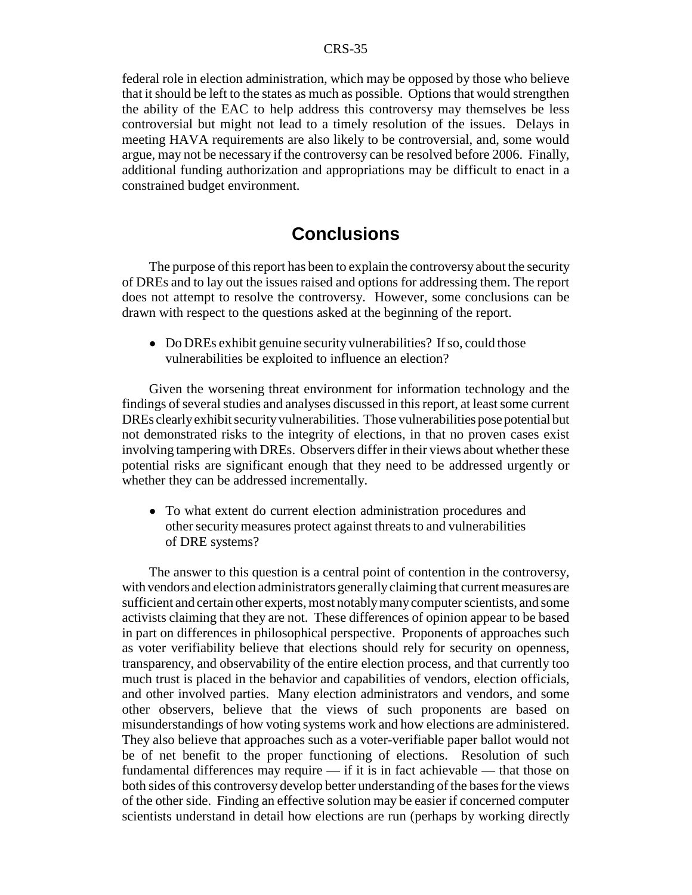federal role in election administration, which may be opposed by those who believe that it should be left to the states as much as possible. Options that would strengthen the ability of the EAC to help address this controversy may themselves be less controversial but might not lead to a timely resolution of the issues. Delays in meeting HAVA requirements are also likely to be controversial, and, some would argue, may not be necessary if the controversy can be resolved before 2006. Finally, additional funding authorization and appropriations may be difficult to enact in a constrained budget environment.

## Conclusions

The purpose of this report has been to explain the controversy about the security of DREs and to lay out the issues raised and options for addressing them. The report does not attempt to resolve the controversy. However, some conclusions can be drawn with respect to the questions asked at the beginning of the report.

- Do DREs exhibit genuine security vulnerabilities? If so, could those vulnerabilities be exploited to influence an election?

Given the worsening threat environment for information technology and the findings of several studies and analyses discussed in this report, at least some current DREs clearly exhibit security vulnerabilities. Those vulnerabilities pose potential but not demonstrated risks to the integrity of elections, in that no proven cases exist involving tampering with DREs. Observers differ in their views about whether these potential risks are significant enough that they need to be addressed urgently or whether they can be addressed incrementally.

- To what extent do current election administration procedures and other security measures protect against threats to and vulnerabilities of DRE systems?

The answer to this question is a central point of contention in the controversy, with vendors and election administrators generally claiming that current measures are sufficient and certain other experts, most notably many computer scientists, and some activists claiming that they are not. These differences of opinion appear to be based in part on differences in philosophical perspective. Proponents of approaches such as voter verifiability believe that elections should rely for security on openness, transparency, and observability of the entire election process, and that currently too much trust is placed in the behavior and capabilities of vendors, election officials, and other involved parties. Many election administrators and vendors, and some other observers, believe that the views of such proponents are based on misunderstandings of how voting systems work and how elections are administered. They also believe that approaches such as a voter-verifiable paper ballot would not be of net benefit to the proper functioning of elections. Resolution of such fundamental differences may require — if it is in fact achievable — that those on both sides of this controversy develop better understanding of the bases for the views of the other side. Finding an effective solution may be easier if concerned computer scientists understand in detail how elections are run (perhaps by working directly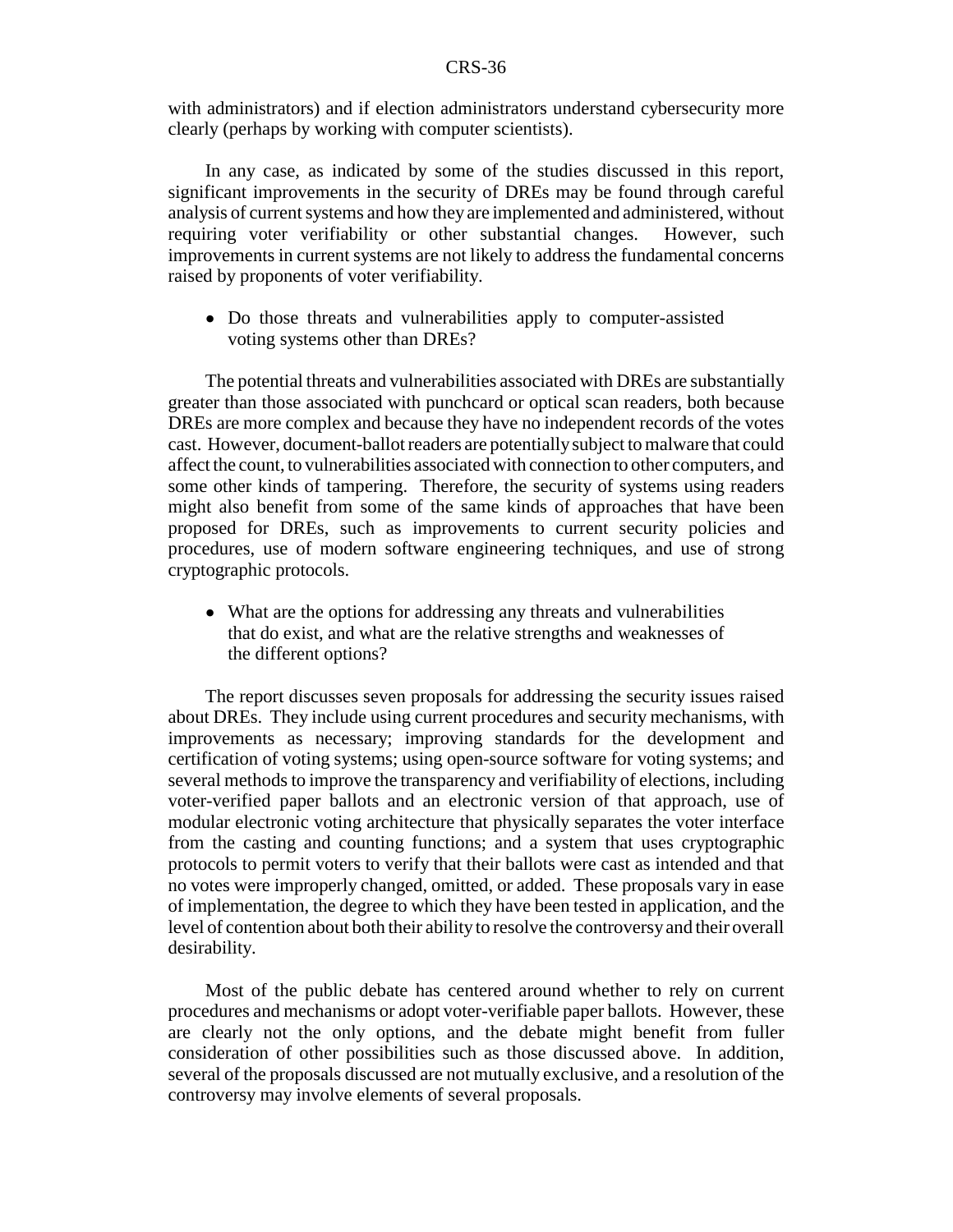with administrators) and if election administrators understand cybersecurity more clearly (perhaps by working with computer scientists).

In any case, as indicated by some of the studies discussed in this report, significant improvements in the security of DREs may be found through careful analysis of current systems and how they are implemented and administered, without requiring voter verifiability or other substantial changes. However, such improvements in current systems are not likely to address the fundamental concerns raised by proponents of voter verifiability.

- Do those threats and vulnerabilities apply to computer-assisted voting systems other than DREs?

The potential threats and vulnerabilities associated with DREs are substantially greater than those associated with punchcard or optical scan readers, both because DREs are more complex and because they have no independent records of the votes cast. However, document-ballot readers are potentially subject to malware that could affect the count, to vulnerabilities associated with connection to other computers, and some other kinds of tampering. Therefore, the security of systems using readers might also benefit from some of the same kinds of approaches that have been proposed for DREs, such as improvements to current security policies and procedures, use of modern software engineering techniques, and use of strong cryptographic protocols.

- What are the options for addressing any threats and vulnerabilities that do exist, and what are the relative strengths and weaknesses of the different options?

The report discusses seven proposals for addressing the security issues raised about DREs. They include using current procedures and security mechanisms, with improvements as necessary; improving standards for the development and certification of voting systems; using open-source software for voting systems; and several methods to improve the transparency and verifiability of elections, including voter-verified paper ballots and an electronic version of that approach, use of modular electronic voting architecture that physically separates the voter interface from the casting and counting functions; and a system that uses cryptographic protocols to permit voters to verify that their ballots were cast as intended and that no votes were improperly changed, omitted, or added. These proposals vary in ease of implementation, the degree to which they have been tested in application, and the level of contention about both their ability to resolve the controversy and their overall desirability.

Most of the public debate has centered around whether to rely on current procedures and mechanisms or adopt voter-verifiable paper ballots. However, these are clearly not the only options, and the debate might benefit from fuller consideration of other possibilities such as those discussed above. In addition, several of the proposals discussed are not mutually exclusive, and a resolution of the controversy may involve elements of several proposals.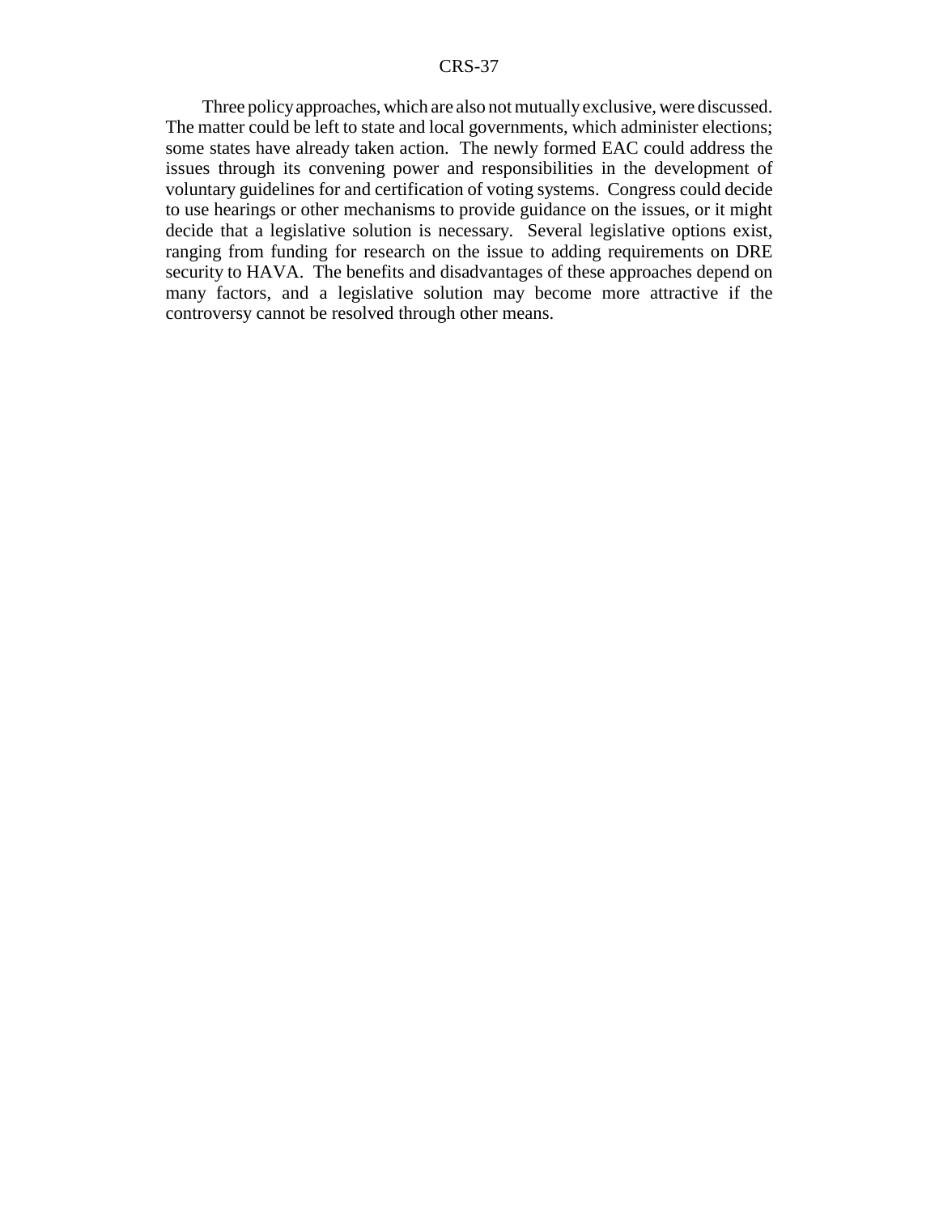Three policy approaches, which are also not mutually exclusive, were discussed. The matter could be left to state and local governments, which administer elections; some states have already taken action. The newly formed EAC could address the issues through its convening power and responsibilities in the development of voluntary guidelines for and certification of voting systems. Congress could decide to use hearings or other mechanisms to provide guidance on the issues, or it might decide that a legislative solution is necessary. Several legislative options exist, ranging from funding for research on the issue to adding requirements on DRE security to HAVA. The benefits and disadvantages of these approaches depend on many factors, and a legislative solution may become more attractive if the controversy cannot be resolved through other means.